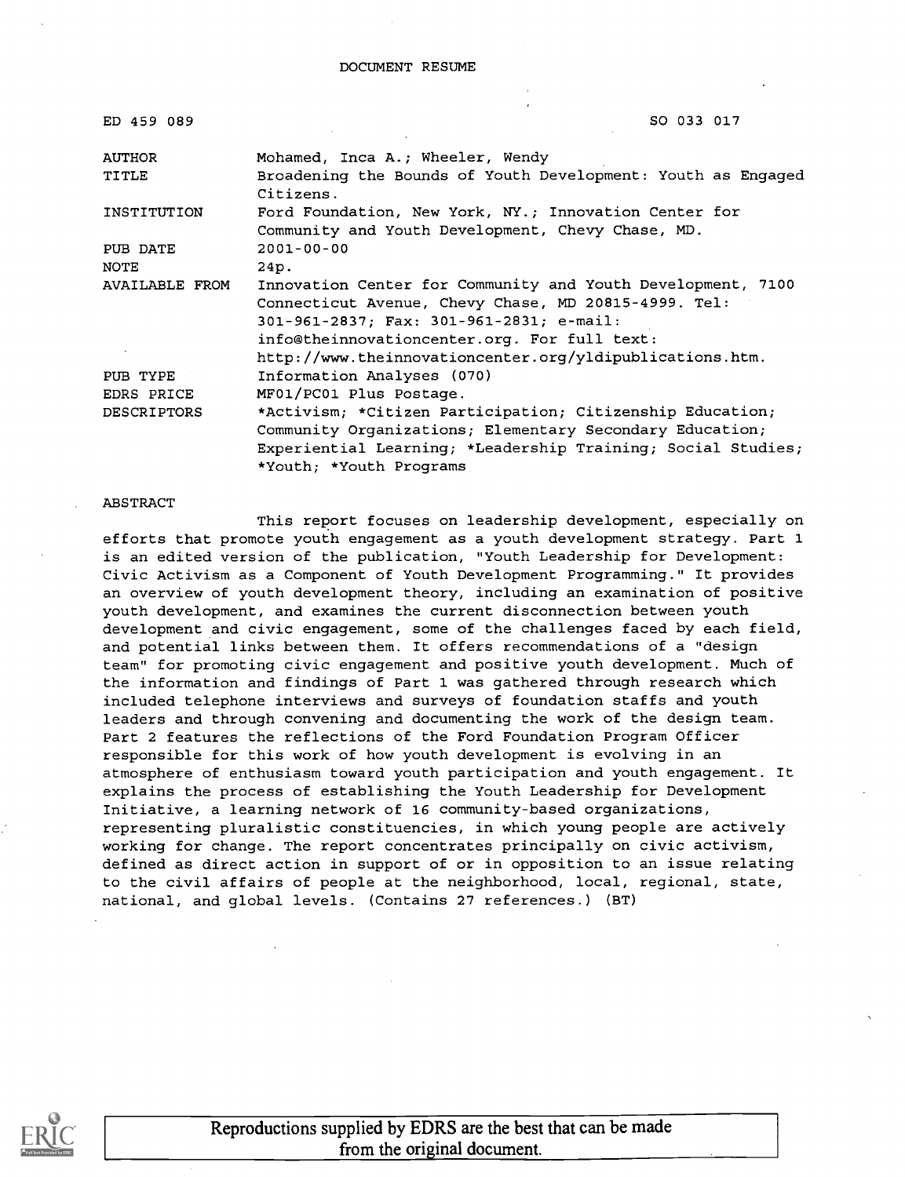DOCUMENT RESUME

| | |
|---|---|
| ED 459 089 | SO 033 017 |
| AUTHOR | Mohamed, Inca A.; Wheeler, Wendy |
| TITLE | Broadening the Bounds of Youth Development: Youth as Engaged Citizens. |
| INSTITUTION | Ford Foundation, New York, NY.; Innovation Center for Community and Youth Development, Chevy Chase, MD. |
| PUB DATE | 2001-00-00 |
| NOTE | 24p. |
| AVAILABLE FROM | Innovation Center for Community and Youth Development, 7100 Connecticut Avenue, Chevy Chase, MD 20815-4999. Tel: 301-961-2837; Fax: 301-961-2831; e-mail: info@theinnovationcenter.org. For full text: http://www.theinnovationcenter.org/yldipublications.htm. |
| PUB TYPE | Information Analyses (070) |
| EDRS PRICE | MF01/PC01 Plus Postage. |
| DESCRIPTORS | *Activism; *Citizen Participation; Citizenship Education; Community Organizations; Elementary Secondary Education; Experiential Learning; *Leadership Training; Social Studies; *Youth; *Youth Programs |

ABSTRACT

This report focuses on leadership development, especially on efforts that promote youth engagement as a youth development strategy. Part 1 is an edited version of the publication, "Youth Leadership for Development: Civic Activism as a Component of Youth Development Programming." It provides an overview of youth development theory, including an examination of positive youth development, and examines the current disconnection between youth development and civic engagement, some of the challenges faced by each field, and potential links between them. It offers recommendations of a "design team" for promoting civic engagement and positive youth development. Much of the information and findings of Part 1 was gathered through research which included telephone interviews and surveys of foundation staffs and youth leaders and through convening and documenting the work of the design team. Part 2 features the reflections of the Ford Foundation Program Officer responsible for this work of how youth development is evolving in an atmosphere of enthusiasm toward youth participation and youth engagement. It explains the process of establishing the Youth Leadership for Development Initiative, a learning network of 16 community-based organizations, representing pluralistic constituencies, in which young people are actively working for change. The report concentrates principally on civic activism, defined as direct action in support of or in opposition to an issue relating to the civil affairs of people at the neighborhood, local, regional, state, national, and global levels. (Contains 27 references.) (BT)

Reproductions supplied by EDRS are the best that can be made from the original document.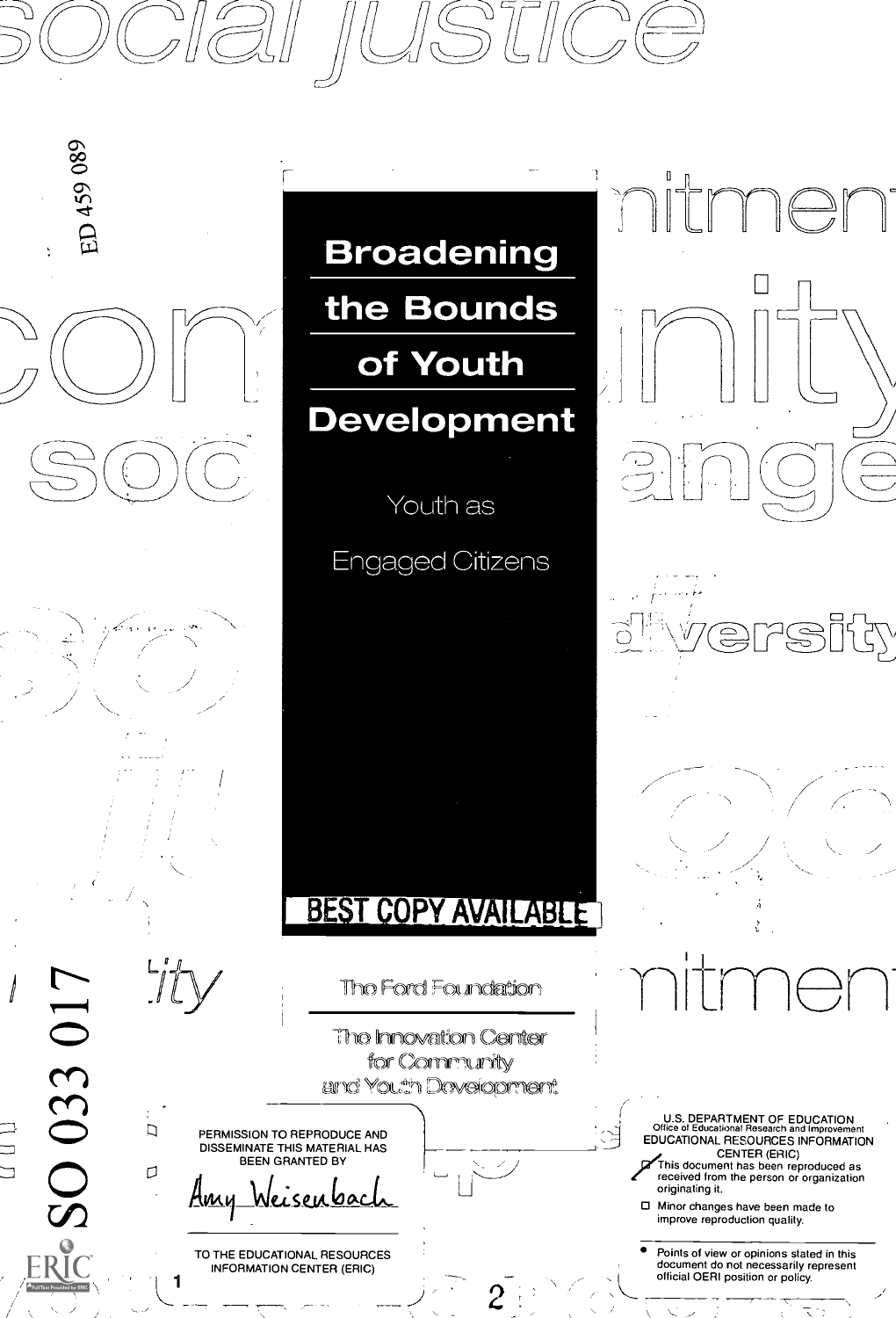ED 459 089

SO 033 017

# Broadening the Bounds of Youth Development

Youth as Engaged Citizens

BEST COPY AVAILABLE

The Ford Foundation

The Innovation Center for Community and Youth Development

PERMISSION TO REPRODUCE AND DISSEMINATE THIS MATERIAL HAS BEEN GRANTED BY

Amy Weisenbach

TO THE EDUCATIONAL RESOURCES INFORMATION CENTER (ERIC)

U.S. DEPARTMENT OF EDUCATION
Office of Educational Research and Improvement
EDUCATIONAL RESOURCES INFORMATION CENTER (ERIC)

- This document has been reproduced as received from the person or organization originating it.
- Minor changes have been made to improve reproduction quality.

- Points of view or opinions stated in this document do not necessarily represent official OERI position or policy.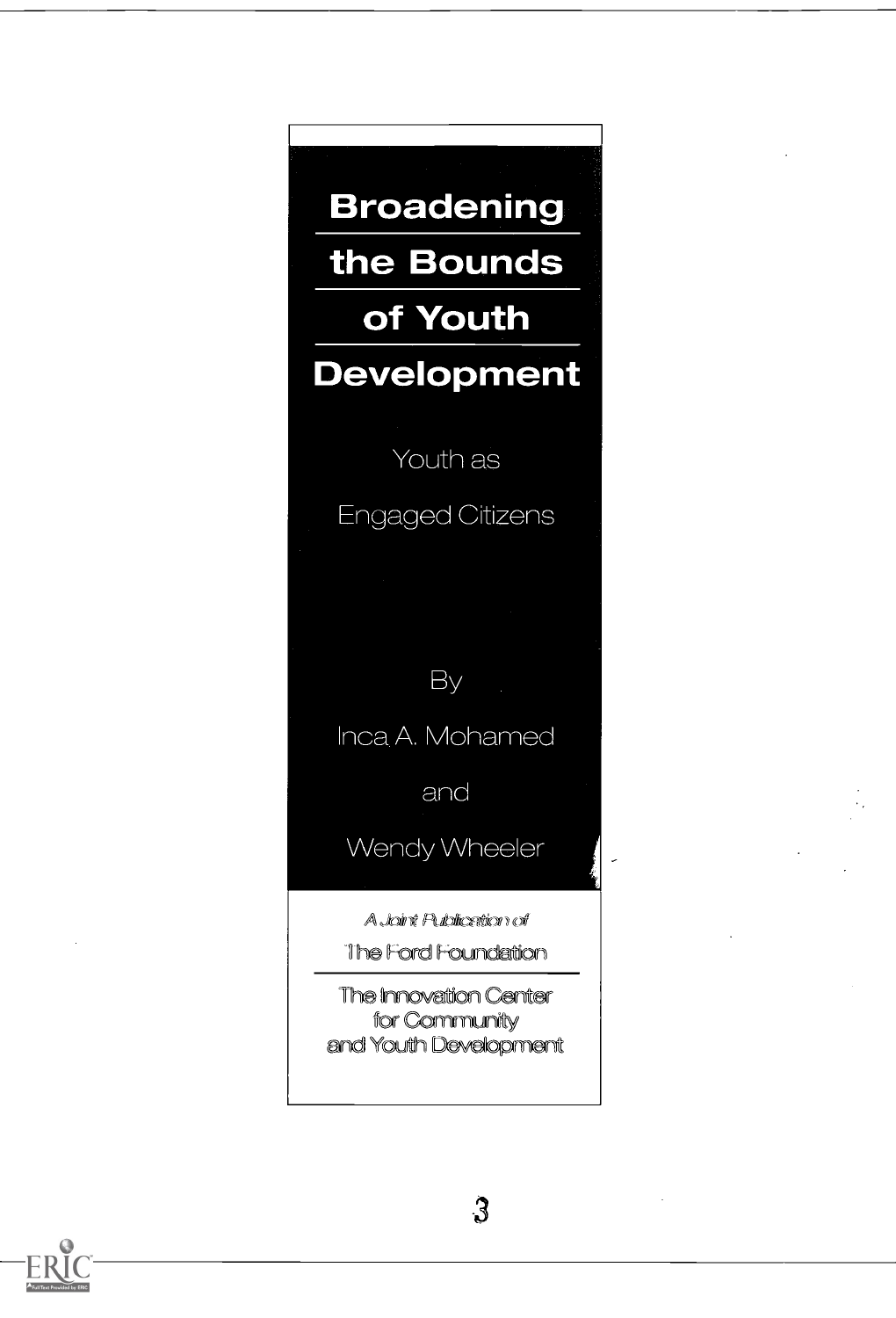# Broadening the Bounds of Youth Development

## Youth as Engaged Citizens

By

Inca A. Mohamed

and

Wendy Wheeler

*A Joint Publication of*

The Ford Foundation

The Innovation Center for Community and Youth Development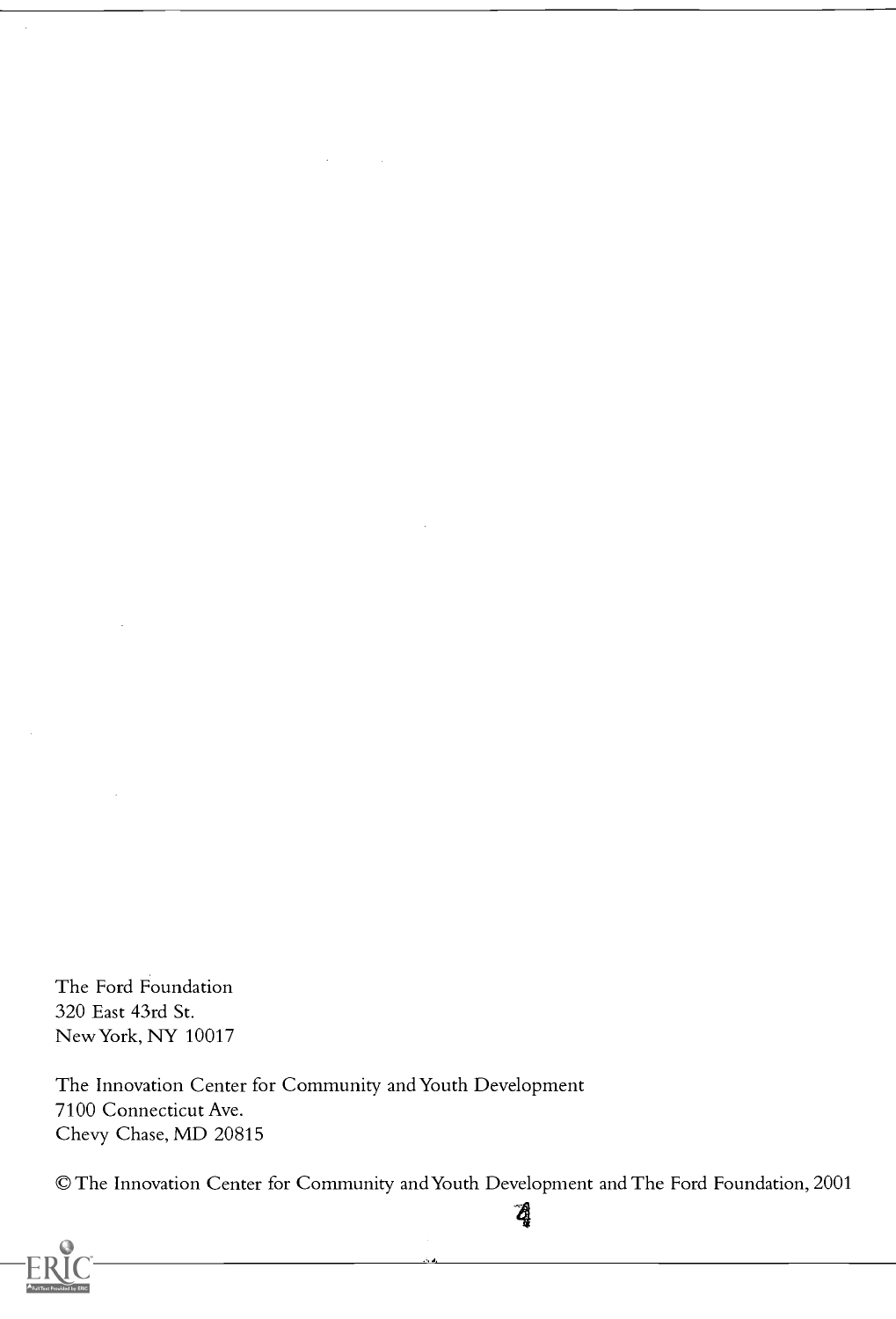The Ford Foundation
320 East 43rd St.
New York, NY 10017

The Innovation Center for Community and Youth Development
7100 Connecticut Ave.
Chevy Chase, MD 20815

© The Innovation Center for Community and Youth Development and The Ford Foundation, 2001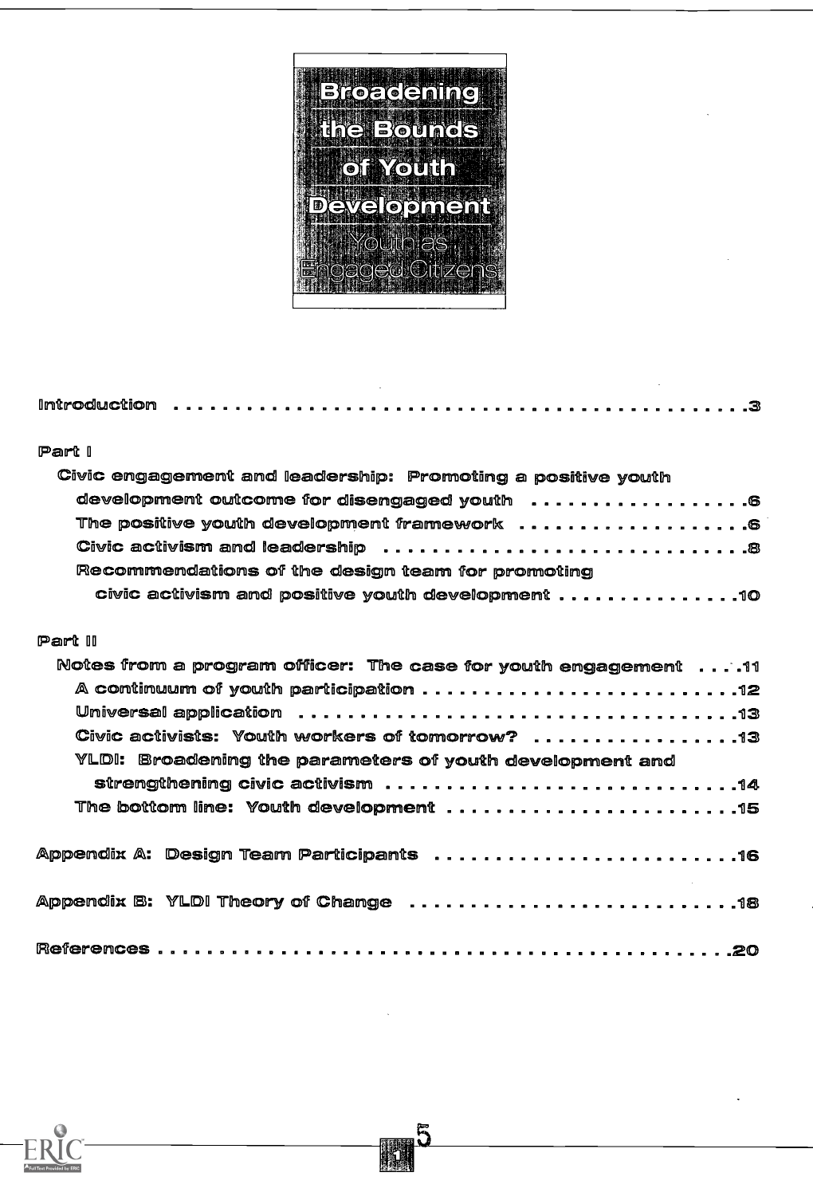# Broadening the Bounds of Youth Development

## Youth as Engaged Citizens

| | |
|---|---|
| Introduction | 3 |
| **Part I** | |
| Civic engagement and leadership: Promoting a positive youth development outcome for disengaged youth | 6 |
| The positive youth development framework | 6 |
| Civic activism and leadership | 8 |
| Recommendations of the design team for promoting civic activism and positive youth development | 10 |
| **Part II** | |
| Notes from a program officer: The case for youth engagement | 11 |
| A continuum of youth participation | 12 |
| Universal application | 13 |
| Civic activists: Youth workers of tomorrow? | 13 |
| YLDI: Broadening the parameters of youth development and strengthening civic activism | 14 |
| The bottom line: Youth development | 15 |
| Appendix A: Design Team Participants | 16 |
| Appendix B: YLDI Theory of Change | 18 |
| References | 20 |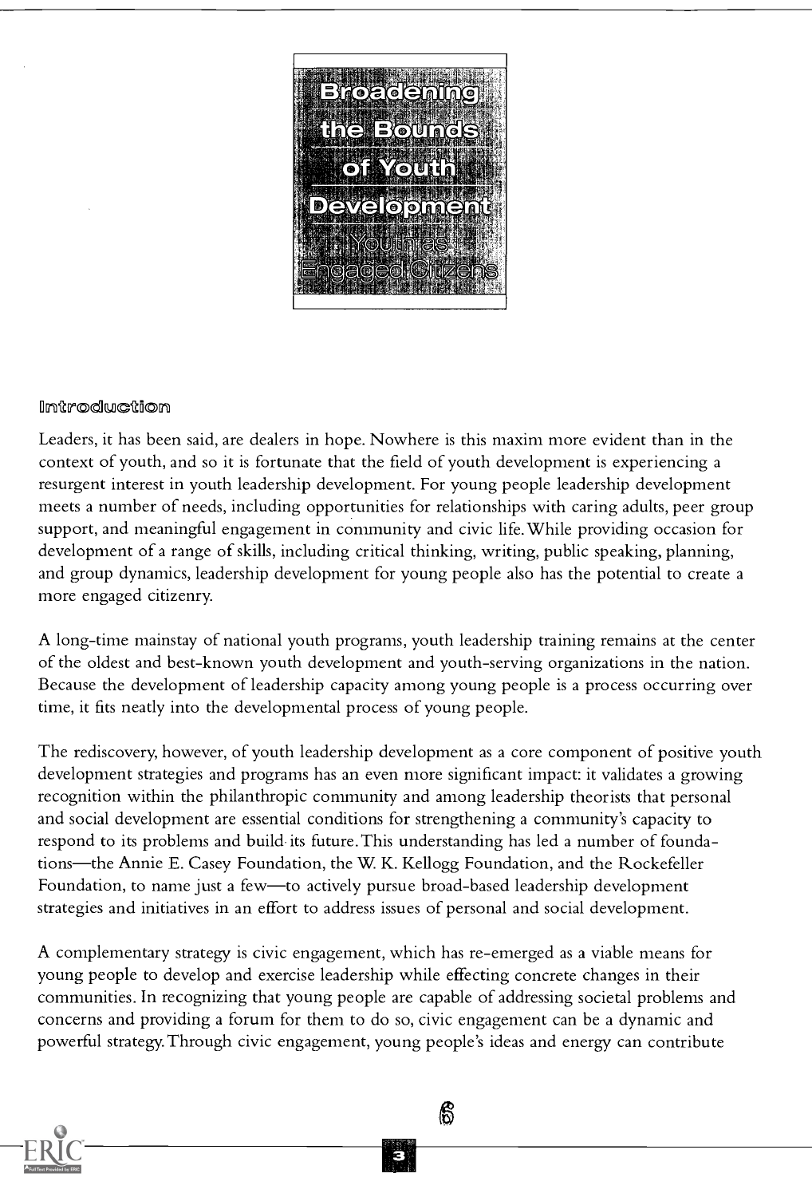# Broadening the Bounds of Youth Development

## Youth as Engaged Citizens

### Introduction

Leaders, it has been said, are dealers in hope. Nowhere is this maxim more evident than in the context of youth, and so it is fortunate that the field of youth development is experiencing a resurgent interest in youth leadership development. For young people leadership development meets a number of needs, including opportunities for relationships with caring adults, peer group support, and meaningful engagement in community and civic life. While providing occasion for development of a range of skills, including critical thinking, writing, public speaking, planning, and group dynamics, leadership development for young people also has the potential to create a more engaged citizenry.

A long-time mainstay of national youth programs, youth leadership training remains at the center of the oldest and best-known youth development and youth-serving organizations in the nation. Because the development of leadership capacity among young people is a process occurring over time, it fits neatly into the developmental process of young people.

The rediscovery, however, of youth leadership development as a core component of positive youth development strategies and programs has an even more significant impact: it validates a growing recognition within the philanthropic community and among leadership theorists that personal and social development are essential conditions for strengthening a community's capacity to respond to its problems and build its future. This understanding has led a number of foundations—the Annie E. Casey Foundation, the W. K. Kellogg Foundation, and the Rockefeller Foundation, to name just a few—to actively pursue broad-based leadership development strategies and initiatives in an effort to address issues of personal and social development.

A complementary strategy is civic engagement, which has re-emerged as a viable means for young people to develop and exercise leadership while effecting concrete changes in their communities. In recognizing that young people are capable of addressing societal problems and concerns and providing a forum for them to do so, civic engagement can be a dynamic and powerful strategy. Through civic engagement, young people's ideas and energy can contribute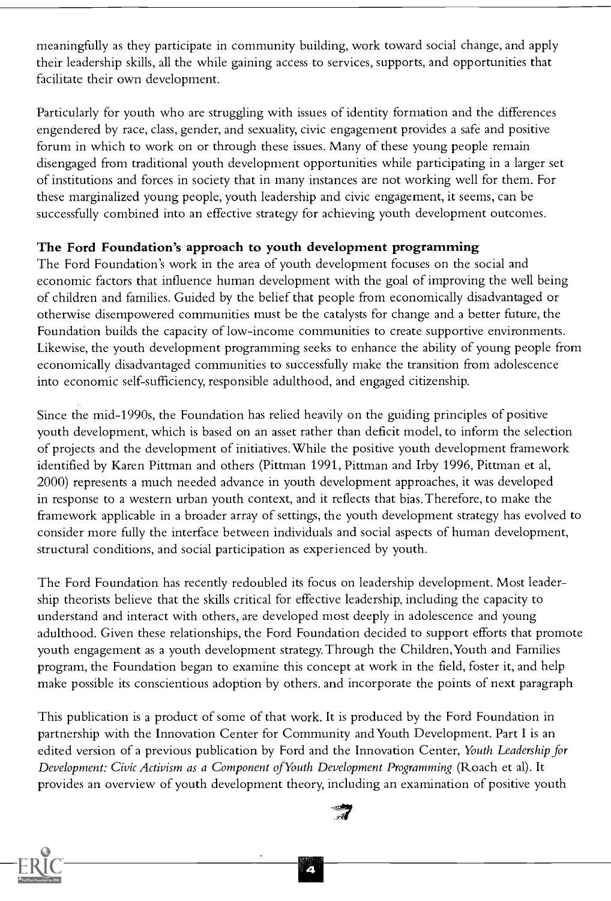meaningfully as they participate in community building, work toward social change, and apply their leadership skills, all the while gaining access to services, supports, and opportunities that facilitate their own development.

Particularly for youth who are struggling with issues of identity formation and the differences engendered by race, class, gender, and sexuality, civic engagement provides a safe and positive forum in which to work on or through these issues. Many of these young people remain disengaged from traditional youth development opportunities while participating in a larger set of institutions and forces in society that in many instances are not working well for them. For these marginalized young people, youth leadership and civic engagement, it seems, can be successfully combined into an effective strategy for achieving youth development outcomes.

**The Ford Foundation's approach to youth development programming**

The Ford Foundation's work in the area of youth development focuses on the social and economic factors that influence human development with the goal of improving the well being of children and families. Guided by the belief that people from economically disadvantaged or otherwise disempowered communities must be the catalysts for change and a better future, the Foundation builds the capacity of low-income communities to create supportive environments. Likewise, the youth development programming seeks to enhance the ability of young people from economically disadvantaged communities to successfully make the transition from adolescence into economic self-sufficiency, responsible adulthood, and engaged citizenship.

Since the mid-1990s, the Foundation has relied heavily on the guiding principles of positive youth development, which is based on an asset rather than deficit model, to inform the selection of projects and the development of initiatives. While the positive youth development framework identified by Karen Pittman and others (Pittman 1991, Pittman and Irby 1996, Pittman et al, 2000) represents a much needed advance in youth development approaches, it was developed in response to a western urban youth context, and it reflects that bias. Therefore, to make the framework applicable in a broader array of settings, the youth development strategy has evolved to consider more fully the interface between individuals and social aspects of human development, structural conditions, and social participation as experienced by youth.

The Ford Foundation has recently redoubled its focus on leadership development. Most leadership theorists believe that the skills critical for effective leadership, including the capacity to understand and interact with others, are developed most deeply in adolescence and young adulthood. Given these relationships, the Ford Foundation decided to support efforts that promote youth engagement as a youth development strategy. Through the Children, Youth and Families program, the Foundation began to examine this concept at work in the field, foster it, and help make possible its conscientious adoption by others. and incorporate the points of next paragraph

This publication is a product of some of that work. It is produced by the Ford Foundation in partnership with the Innovation Center for Community and Youth Development. Part I is an edited version of a previous publication by Ford and the Innovation Center, *Youth Leadership for Development: Civic Activism as a Component of Youth Development Programming* (Roach et al). It provides an overview of youth development theory, including an examination of positive youth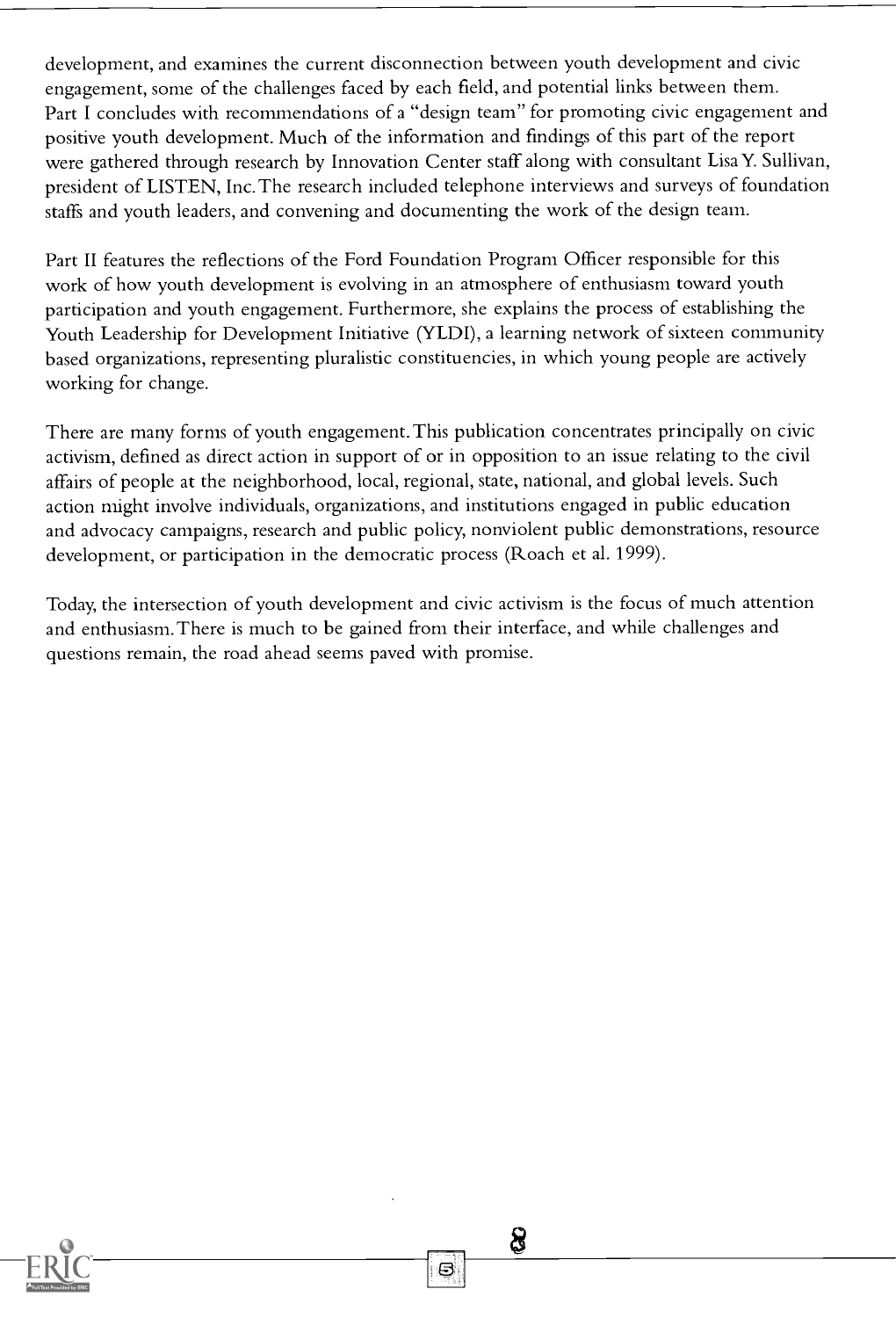development, and examines the current disconnection between youth development and civic engagement, some of the challenges faced by each field, and potential links between them. Part I concludes with recommendations of a "design team" for promoting civic engagement and positive youth development. Much of the information and findings of this part of the report were gathered through research by Innovation Center staff along with consultant Lisa Y. Sullivan, president of LISTEN, Inc. The research included telephone interviews and surveys of foundation staffs and youth leaders, and convening and documenting the work of the design team.

Part II features the reflections of the Ford Foundation Program Officer responsible for this work of how youth development is evolving in an atmosphere of enthusiasm toward youth participation and youth engagement. Furthermore, she explains the process of establishing the Youth Leadership for Development Initiative (YLDI), a learning network of sixteen community based organizations, representing pluralistic constituencies, in which young people are actively working for change.

There are many forms of youth engagement. This publication concentrates principally on civic activism, defined as direct action in support of or in opposition to an issue relating to the civil affairs of people at the neighborhood, local, regional, state, national, and global levels. Such action might involve individuals, organizations, and institutions engaged in public education and advocacy campaigns, research and public policy, nonviolent public demonstrations, resource development, or participation in the democratic process (Roach et al. 1999).

Today, the intersection of youth development and civic activism is the focus of much attention and enthusiasm. There is much to be gained from their interface, and while challenges and questions remain, the road ahead seems paved with promise.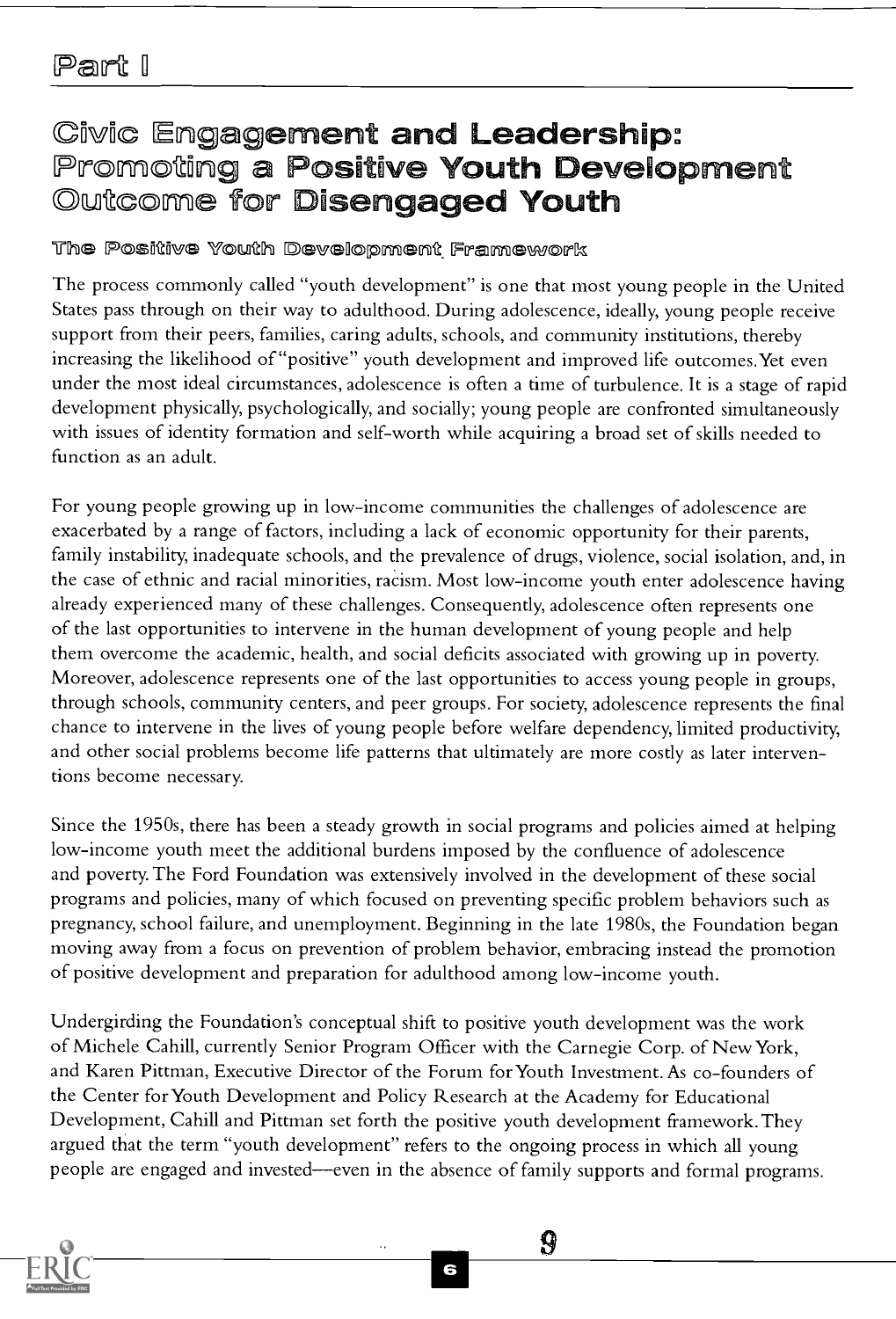# Part I

## Civic Engagement and Leadership: Promoting a Positive Youth Development Outcome for Disengaged Youth

### The Positive Youth Development Framework

The process commonly called "youth development" is one that most young people in the United States pass through on their way to adulthood. During adolescence, ideally, young people receive support from their peers, families, caring adults, schools, and community institutions, thereby increasing the likelihood of "positive" youth development and improved life outcomes. Yet even under the most ideal circumstances, adolescence is often a time of turbulence. It is a stage of rapid development physically, psychologically, and socially; young people are confronted simultaneously with issues of identity formation and self-worth while acquiring a broad set of skills needed to function as an adult.

For young people growing up in low-income communities the challenges of adolescence are exacerbated by a range of factors, including a lack of economic opportunity for their parents, family instability, inadequate schools, and the prevalence of drugs, violence, social isolation, and, in the case of ethnic and racial minorities, racism. Most low-income youth enter adolescence having already experienced many of these challenges. Consequently, adolescence often represents one of the last opportunities to intervene in the human development of young people and help them overcome the academic, health, and social deficits associated with growing up in poverty. Moreover, adolescence represents one of the last opportunities to access young people in groups, through schools, community centers, and peer groups. For society, adolescence represents the final chance to intervene in the lives of young people before welfare dependency, limited productivity, and other social problems become life patterns that ultimately are more costly as later interventions become necessary.

Since the 1950s, there has been a steady growth in social programs and policies aimed at helping low-income youth meet the additional burdens imposed by the confluence of adolescence and poverty. The Ford Foundation was extensively involved in the development of these social programs and policies, many of which focused on preventing specific problem behaviors such as pregnancy, school failure, and unemployment. Beginning in the late 1980s, the Foundation began moving away from a focus on prevention of problem behavior, embracing instead the promotion of positive development and preparation for adulthood among low-income youth.

Undergirding the Foundation's conceptual shift to positive youth development was the work of Michele Cahill, currently Senior Program Officer with the Carnegie Corp. of New York, and Karen Pittman, Executive Director of the Forum for Youth Investment. As co-founders of the Center for Youth Development and Policy Research at the Academy for Educational Development, Cahill and Pittman set forth the positive youth development framework. They argued that the term "youth development" refers to the ongoing process in which all young people are engaged and invested—even in the absence of family supports and formal programs.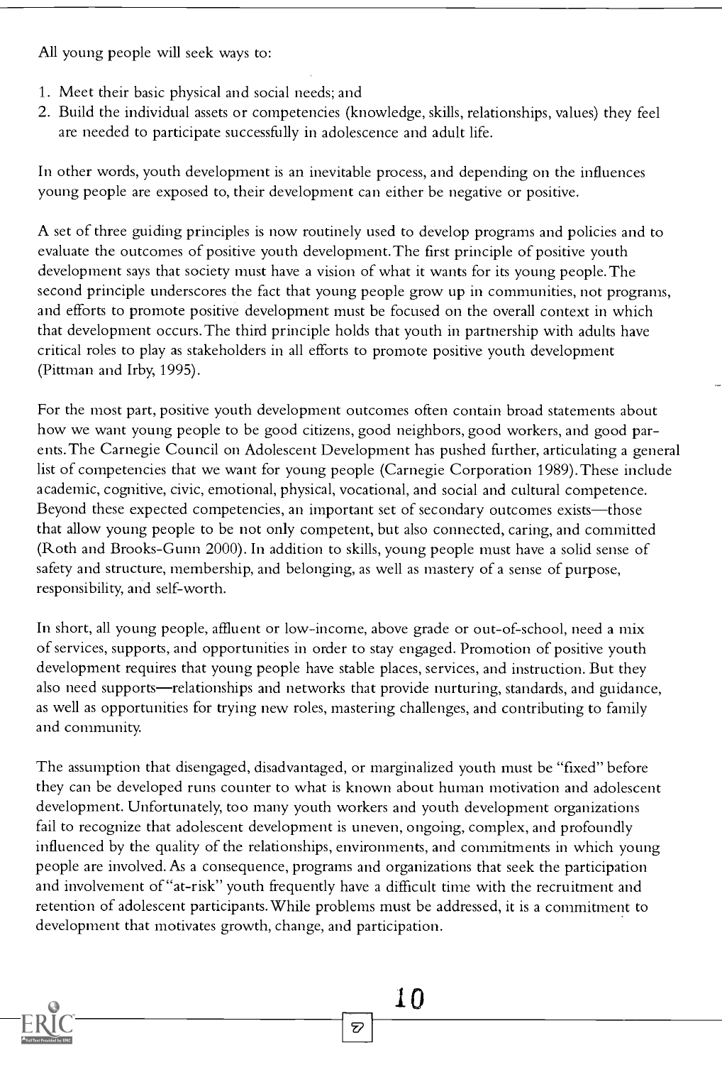All young people will seek ways to:

1. Meet their basic physical and social needs; and
2. Build the individual assets or competencies (knowledge, skills, relationships, values) they feel are needed to participate successfully in adolescence and adult life.

In other words, youth development is an inevitable process, and depending on the influences young people are exposed to, their development can either be negative or positive.

A set of three guiding principles is now routinely used to develop programs and policies and to evaluate the outcomes of positive youth development. The first principle of positive youth development says that society must have a vision of what it wants for its young people. The second principle underscores the fact that young people grow up in communities, not programs, and efforts to promote positive development must be focused on the overall context in which that development occurs. The third principle holds that youth in partnership with adults have critical roles to play as stakeholders in all efforts to promote positive youth development (Pittman and Irby, 1995).

For the most part, positive youth development outcomes often contain broad statements about how we want young people to be good citizens, good neighbors, good workers, and good parents. The Carnegie Council on Adolescent Development has pushed further, articulating a general list of competencies that we want for young people (Carnegie Corporation 1989). These include academic, cognitive, civic, emotional, physical, vocational, and social and cultural competence. Beyond these expected competencies, an important set of secondary outcomes exists—those that allow young people to be not only competent, but also connected, caring, and committed (Roth and Brooks-Gunn 2000). In addition to skills, young people must have a solid sense of safety and structure, membership, and belonging, as well as mastery of a sense of purpose, responsibility, and self-worth.

In short, all young people, affluent or low-income, above grade or out-of-school, need a mix of services, supports, and opportunities in order to stay engaged. Promotion of positive youth development requires that young people have stable places, services, and instruction. But they also need supports—relationships and networks that provide nurturing, standards, and guidance, as well as opportunities for trying new roles, mastering challenges, and contributing to family and community.

The assumption that disengaged, disadvantaged, or marginalized youth must be "fixed" before they can be developed runs counter to what is known about human motivation and adolescent development. Unfortunately, too many youth workers and youth development organizations fail to recognize that adolescent development is uneven, ongoing, complex, and profoundly influenced by the quality of the relationships, environments, and commitments in which young people are involved. As a consequence, programs and organizations that seek the participation and involvement of "at-risk" youth frequently have a difficult time with the recruitment and retention of adolescent participants. While problems must be addressed, it is a commitment to development that motivates growth, change, and participation.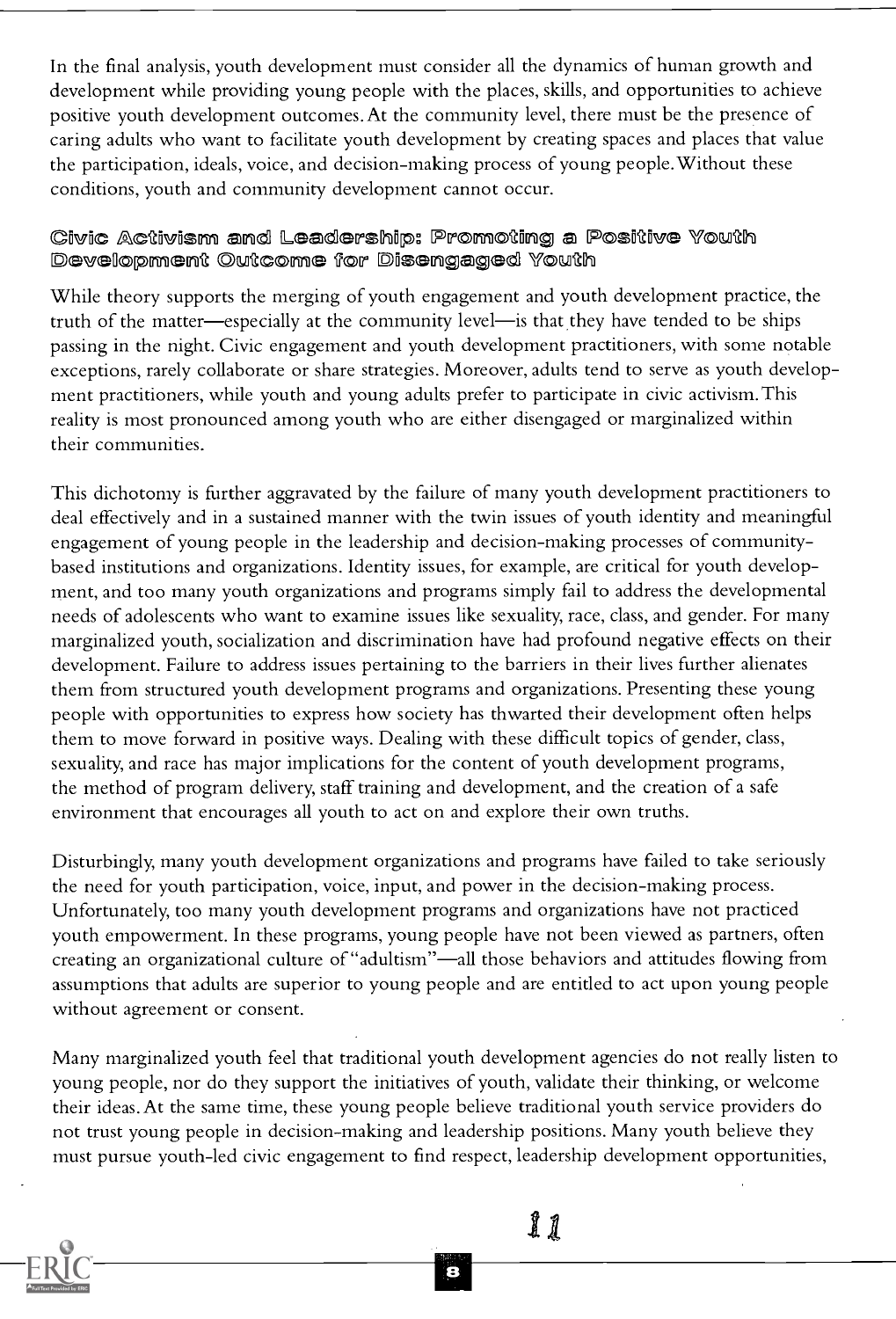In the final analysis, youth development must consider all the dynamics of human growth and development while providing young people with the places, skills, and opportunities to achieve positive youth development outcomes. At the community level, there must be the presence of caring adults who want to facilitate youth development by creating spaces and places that value the participation, ideals, voice, and decision-making process of young people. Without these conditions, youth and community development cannot occur.

## Civic Activism and Leadership: Promoting a Positive Youth Development Outcome for Disengaged Youth

While theory supports the merging of youth engagement and youth development practice, the truth of the matter—especially at the community level—is that they have tended to be ships passing in the night. Civic engagement and youth development practitioners, with some notable exceptions, rarely collaborate or share strategies. Moreover, adults tend to serve as youth development practitioners, while youth and young adults prefer to participate in civic activism. This reality is most pronounced among youth who are either disengaged or marginalized within their communities.

This dichotomy is further aggravated by the failure of many youth development practitioners to deal effectively and in a sustained manner with the twin issues of youth identity and meaningful engagement of young people in the leadership and decision-making processes of community-based institutions and organizations. Identity issues, for example, are critical for youth development, and too many youth organizations and programs simply fail to address the developmental needs of adolescents who want to examine issues like sexuality, race, class, and gender. For many marginalized youth, socialization and discrimination have had profound negative effects on their development. Failure to address issues pertaining to the barriers in their lives further alienates them from structured youth development programs and organizations. Presenting these young people with opportunities to express how society has thwarted their development often helps them to move forward in positive ways. Dealing with these difficult topics of gender, class, sexuality, and race has major implications for the content of youth development programs, the method of program delivery, staff training and development, and the creation of a safe environment that encourages all youth to act on and explore their own truths.

Disturbingly, many youth development organizations and programs have failed to take seriously the need for youth participation, voice, input, and power in the decision-making process. Unfortunately, too many youth development programs and organizations have not practiced youth empowerment. In these programs, young people have not been viewed as partners, often creating an organizational culture of "adultism"—all those behaviors and attitudes flowing from assumptions that adults are superior to young people and are entitled to act upon young people without agreement or consent.

Many marginalized youth feel that traditional youth development agencies do not really listen to young people, nor do they support the initiatives of youth, validate their thinking, or welcome their ideas. At the same time, these young people believe traditional youth service providers do not trust young people in decision-making and leadership positions. Many youth believe they must pursue youth-led civic engagement to find respect, leadership development opportunities,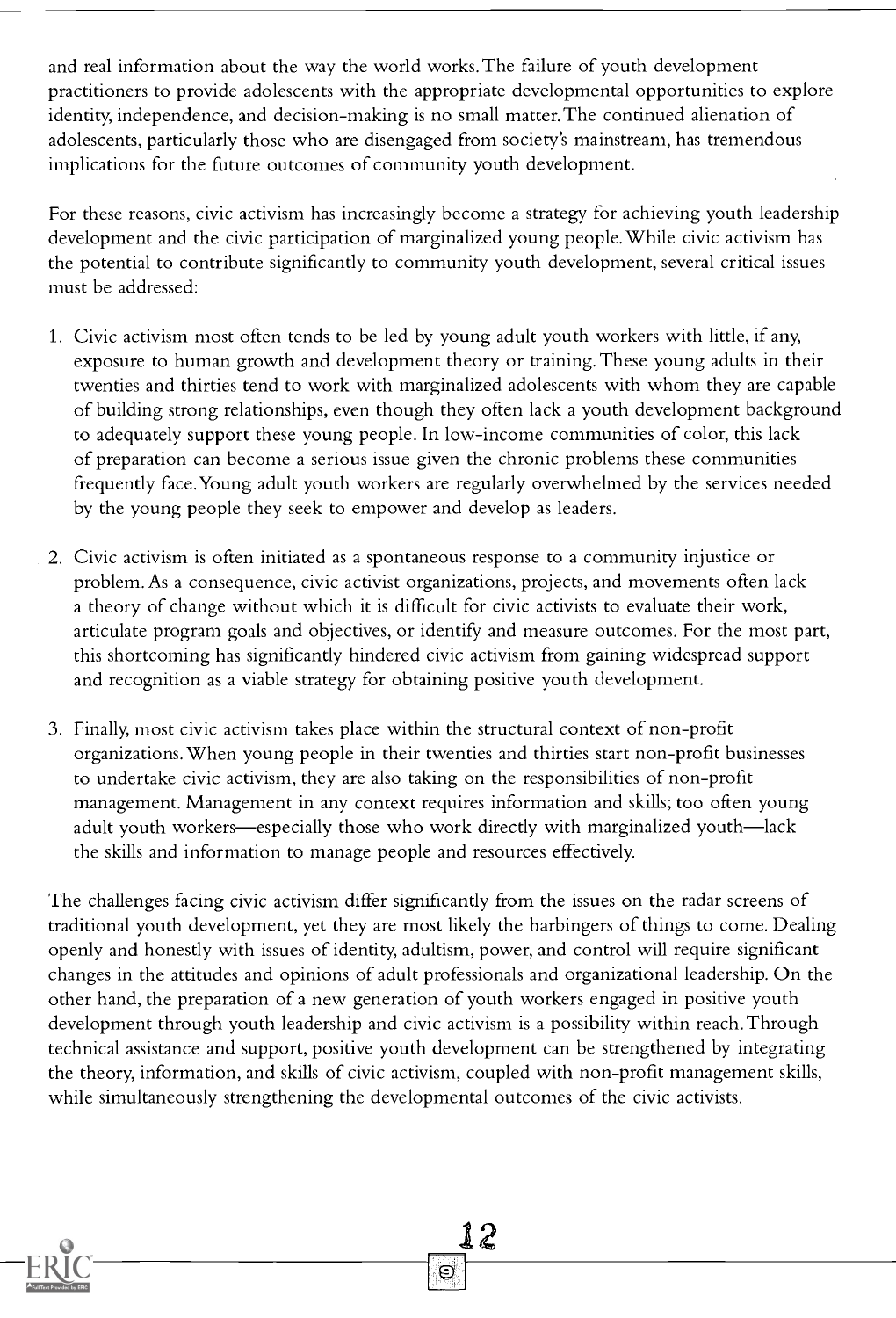and real information about the way the world works. The failure of youth development practitioners to provide adolescents with the appropriate developmental opportunities to explore identity, independence, and decision-making is no small matter. The continued alienation of adolescents, particularly those who are disengaged from society's mainstream, has tremendous implications for the future outcomes of community youth development.

For these reasons, civic activism has increasingly become a strategy for achieving youth leadership development and the civic participation of marginalized young people. While civic activism has the potential to contribute significantly to community youth development, several critical issues must be addressed:

1. Civic activism most often tends to be led by young adult youth workers with little, if any, exposure to human growth and development theory or training. These young adults in their twenties and thirties tend to work with marginalized adolescents with whom they are capable of building strong relationships, even though they often lack a youth development background to adequately support these young people. In low-income communities of color, this lack of preparation can become a serious issue given the chronic problems these communities frequently face. Young adult youth workers are regularly overwhelmed by the services needed by the young people they seek to empower and develop as leaders.

2. Civic activism is often initiated as a spontaneous response to a community injustice or problem. As a consequence, civic activist organizations, projects, and movements often lack a theory of change without which it is difficult for civic activists to evaluate their work, articulate program goals and objectives, or identify and measure outcomes. For the most part, this shortcoming has significantly hindered civic activism from gaining widespread support and recognition as a viable strategy for obtaining positive youth development.

3. Finally, most civic activism takes place within the structural context of non-profit organizations. When young people in their twenties and thirties start non-profit businesses to undertake civic activism, they are also taking on the responsibilities of non-profit management. Management in any context requires information and skills; too often young adult youth workers—especially those who work directly with marginalized youth—lack the skills and information to manage people and resources effectively.

The challenges facing civic activism differ significantly from the issues on the radar screens of traditional youth development, yet they are most likely the harbingers of things to come. Dealing openly and honestly with issues of identity, adultism, power, and control will require significant changes in the attitudes and opinions of adult professionals and organizational leadership. On the other hand, the preparation of a new generation of youth workers engaged in positive youth development through youth leadership and civic activism is a possibility within reach. Through technical assistance and support, positive youth development can be strengthened by integrating the theory, information, and skills of civic activism, coupled with non-profit management skills, while simultaneously strengthening the developmental outcomes of the civic activists.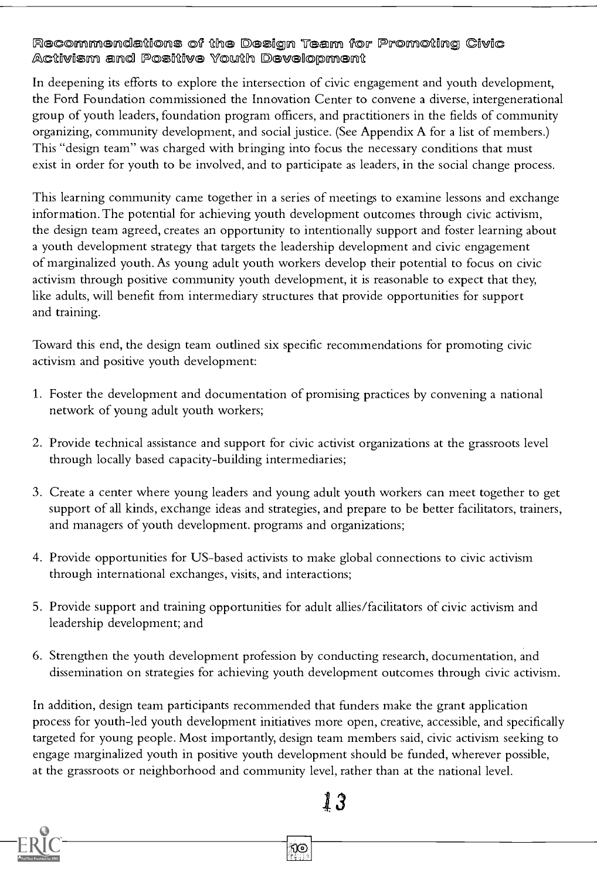## Recommendations of the Design Team for Promoting Civic Activism and Positive Youth Development

In deepening its efforts to explore the intersection of civic engagement and youth development, the Ford Foundation commissioned the Innovation Center to convene a diverse, intergenerational group of youth leaders, foundation program officers, and practitioners in the fields of community organizing, community development, and social justice. (See Appendix A for a list of members.) This "design team" was charged with bringing into focus the necessary conditions that must exist in order for youth to be involved, and to participate as leaders, in the social change process.

This learning community came together in a series of meetings to examine lessons and exchange information. The potential for achieving youth development outcomes through civic activism, the design team agreed, creates an opportunity to intentionally support and foster learning about a youth development strategy that targets the leadership development and civic engagement of marginalized youth. As young adult youth workers develop their potential to focus on civic activism through positive community youth development, it is reasonable to expect that they, like adults, will benefit from intermediary structures that provide opportunities for support and training.

Toward this end, the design team outlined six specific recommendations for promoting civic activism and positive youth development:

1. Foster the development and documentation of promising practices by convening a national network of young adult youth workers;

2. Provide technical assistance and support for civic activist organizations at the grassroots level through locally based capacity-building intermediaries;

3. Create a center where young leaders and young adult youth workers can meet together to get support of all kinds, exchange ideas and strategies, and prepare to be better facilitators, trainers, and managers of youth development. programs and organizations;

4. Provide opportunities for US-based activists to make global connections to civic activism through international exchanges, visits, and interactions;

5. Provide support and training opportunities for adult allies/facilitators of civic activism and leadership development; and

6. Strengthen the youth development profession by conducting research, documentation, and dissemination on strategies for achieving youth development outcomes through civic activism.

In addition, design team participants recommended that funders make the grant application process for youth-led youth development initiatives more open, creative, accessible, and specifically targeted for young people. Most importantly, design team members said, civic activism seeking to engage marginalized youth in positive youth development should be funded, wherever possible, at the grassroots or neighborhood and community level, rather than at the national level.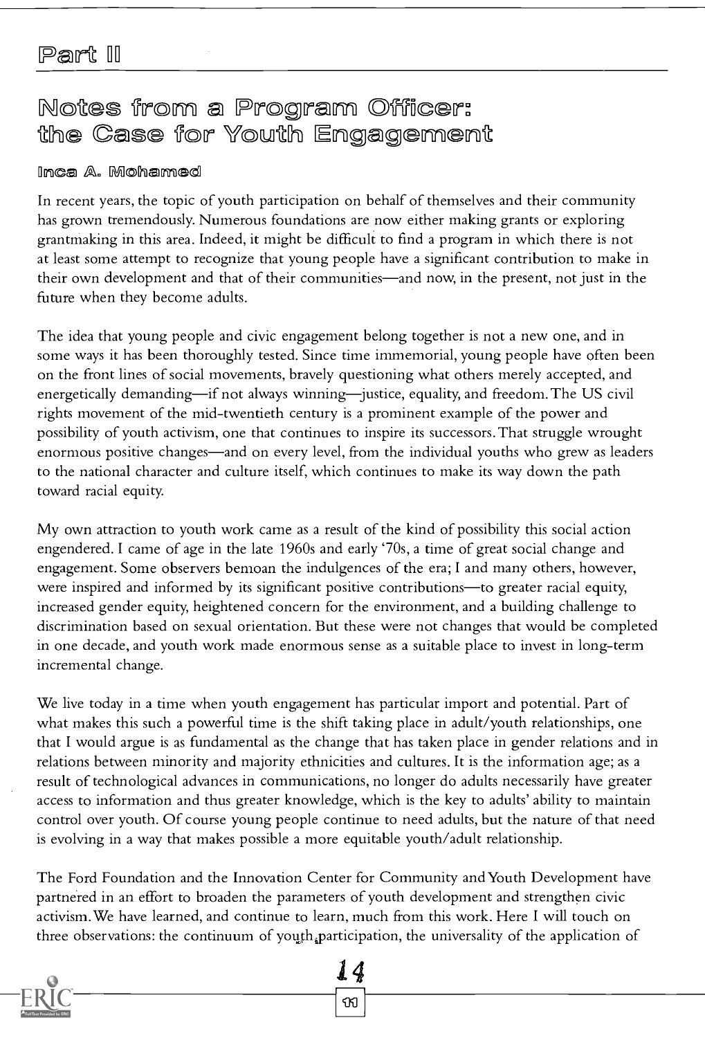# Part II

## Notes from a Program Officer: the Case for Youth Engagement

**Inca A. Mohamed**

In recent years, the topic of youth participation on behalf of themselves and their community has grown tremendously. Numerous foundations are now either making grants or exploring grantmaking in this area. Indeed, it might be difficult to find a program in which there is not at least some attempt to recognize that young people have a significant contribution to make in their own development and that of their communities—and now, in the present, not just in the future when they become adults.

The idea that young people and civic engagement belong together is not a new one, and in some ways it has been thoroughly tested. Since time immemorial, young people have often been on the front lines of social movements, bravely questioning what others merely accepted, and energetically demanding—if not always winning—justice, equality, and freedom. The US civil rights movement of the mid-twentieth century is a prominent example of the power and possibility of youth activism, one that continues to inspire its successors. That struggle wrought enormous positive changes—and on every level, from the individual youths who grew as leaders to the national character and culture itself, which continues to make its way down the path toward racial equity.

My own attraction to youth work came as a result of the kind of possibility this social action engendered. I came of age in the late 1960s and early '70s, a time of great social change and engagement. Some observers bemoan the indulgences of the era; I and many others, however, were inspired and informed by its significant positive contributions—to greater racial equity, increased gender equity, heightened concern for the environment, and a building challenge to discrimination based on sexual orientation. But these were not changes that would be completed in one decade, and youth work made enormous sense as a suitable place to invest in long-term incremental change.

We live today in a time when youth engagement has particular import and potential. Part of what makes this such a powerful time is the shift taking place in adult/youth relationships, one that I would argue is as fundamental as the change that has taken place in gender relations and in relations between minority and majority ethnicities and cultures. It is the information age; as a result of technological advances in communications, no longer do adults necessarily have greater access to information and thus greater knowledge, which is the key to adults' ability to maintain control over youth. Of course young people continue to need adults, but the nature of that need is evolving in a way that makes possible a more equitable youth/adult relationship.

The Ford Foundation and the Innovation Center for Community and Youth Development have partnered in an effort to broaden the parameters of youth development and strengthen civic activism. We have learned, and continue to learn, much from this work. Here I will touch on three observations: the continuum of youth participation, the universality of the application of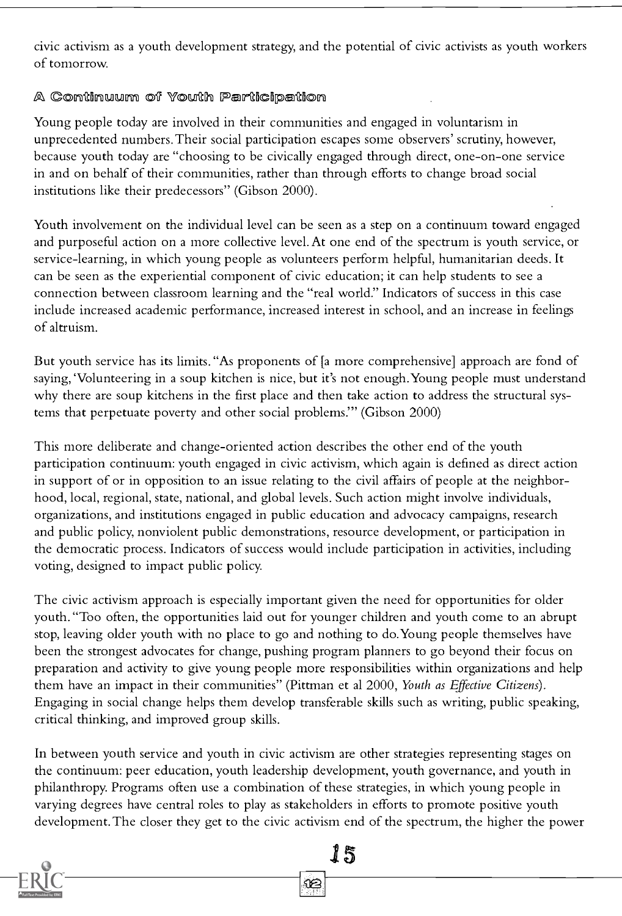civic activism as a youth development strategy, and the potential of civic activists as youth workers of tomorrow.

## A Continuum of Youth Participation

Young people today are involved in their communities and engaged in voluntarism in unprecedented numbers. Their social participation escapes some observers' scrutiny, however, because youth today are "choosing to be civically engaged through direct, one-on-one service in and on behalf of their communities, rather than through efforts to change broad social institutions like their predecessors" (Gibson 2000).

Youth involvement on the individual level can be seen as a step on a continuum toward engaged and purposeful action on a more collective level. At one end of the spectrum is youth service, or service-learning, in which young people as volunteers perform helpful, humanitarian deeds. It can be seen as the experiential component of civic education; it can help students to see a connection between classroom learning and the "real world." Indicators of success in this case include increased academic performance, increased interest in school, and an increase in feelings of altruism.

But youth service has its limits. "As proponents of [a more comprehensive] approach are fond of saying, 'Volunteering in a soup kitchen is nice, but it's not enough. Young people must understand why there are soup kitchens in the first place and then take action to address the structural systems that perpetuate poverty and other social problems.'" (Gibson 2000)

This more deliberate and change-oriented action describes the other end of the youth participation continuum: youth engaged in civic activism, which again is defined as direct action in support of or in opposition to an issue relating to the civil affairs of people at the neighborhood, local, regional, state, national, and global levels. Such action might involve individuals, organizations, and institutions engaged in public education and advocacy campaigns, research and public policy, nonviolent public demonstrations, resource development, or participation in the democratic process. Indicators of success would include participation in activities, including voting, designed to impact public policy.

The civic activism approach is especially important given the need for opportunities for older youth. "Too often, the opportunities laid out for younger children and youth come to an abrupt stop, leaving older youth with no place to go and nothing to do. Young people themselves have been the strongest advocates for change, pushing program planners to go beyond their focus on preparation and activity to give young people more responsibilities within organizations and help them have an impact in their communities" (Pittman et al 2000, *Youth as Effective Citizens*). Engaging in social change helps them develop transferable skills such as writing, public speaking, critical thinking, and improved group skills.

In between youth service and youth in civic activism are other strategies representing stages on the continuum: peer education, youth leadership development, youth governance, and youth in philanthropy. Programs often use a combination of these strategies, in which young people in varying degrees have central roles to play as stakeholders in efforts to promote positive youth development. The closer they get to the civic activism end of the spectrum, the higher the power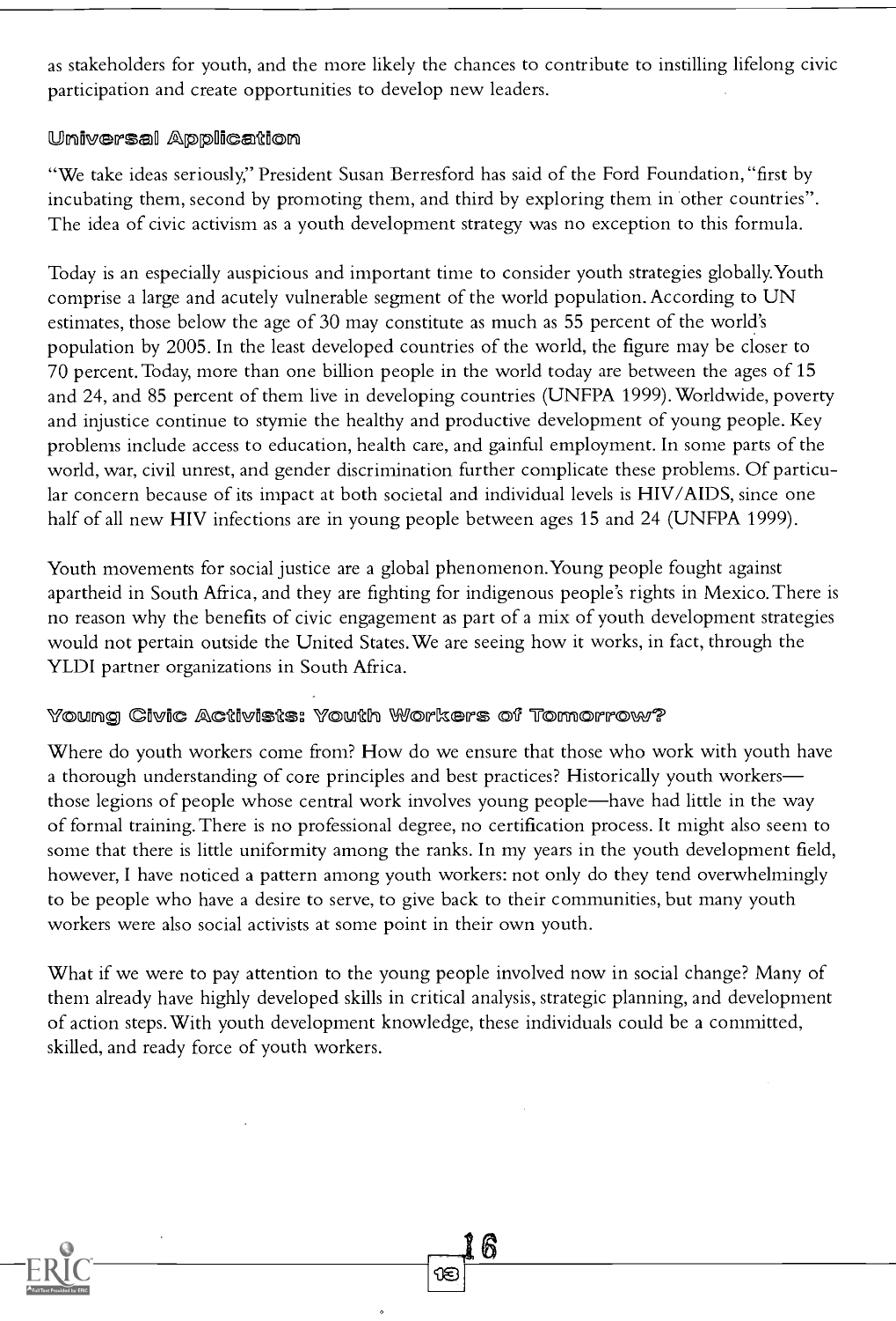as stakeholders for youth, and the more likely the chances to contribute to instilling lifelong civic participation and create opportunities to develop new leaders.

### Universal Application

"We take ideas seriously," President Susan Berresford has said of the Ford Foundation, "first by incubating them, second by promoting them, and third by exploring them in other countries". The idea of civic activism as a youth development strategy was no exception to this formula.

Today is an especially auspicious and important time to consider youth strategies globally. Youth comprise a large and acutely vulnerable segment of the world population. According to UN estimates, those below the age of 30 may constitute as much as 55 percent of the world's population by 2005. In the least developed countries of the world, the figure may be closer to 70 percent. Today, more than one billion people in the world today are between the ages of 15 and 24, and 85 percent of them live in developing countries (UNFPA 1999). Worldwide, poverty and injustice continue to stymie the healthy and productive development of young people. Key problems include access to education, health care, and gainful employment. In some parts of the world, war, civil unrest, and gender discrimination further complicate these problems. Of particular concern because of its impact at both societal and individual levels is HIV/AIDS, since one half of all new HIV infections are in young people between ages 15 and 24 (UNFPA 1999).

Youth movements for social justice are a global phenomenon. Young people fought against apartheid in South Africa, and they are fighting for indigenous people's rights in Mexico. There is no reason why the benefits of civic engagement as part of a mix of youth development strategies would not pertain outside the United States. We are seeing how it works, in fact, through the YLDI partner organizations in South Africa.

### Young Civic Activists: Youth Workers of Tomorrow?

Where do youth workers come from? How do we ensure that those who work with youth have a thorough understanding of core principles and best practices? Historically youth workers—those legions of people whose central work involves young people—have had little in the way of formal training. There is no professional degree, no certification process. It might also seem to some that there is little uniformity among the ranks. In my years in the youth development field, however, I have noticed a pattern among youth workers: not only do they tend overwhelmingly to be people who have a desire to serve, to give back to their communities, but many youth workers were also social activists at some point in their own youth.

What if we were to pay attention to the young people involved now in social change? Many of them already have highly developed skills in critical analysis, strategic planning, and development of action steps. With youth development knowledge, these individuals could be a committed, skilled, and ready force of youth workers.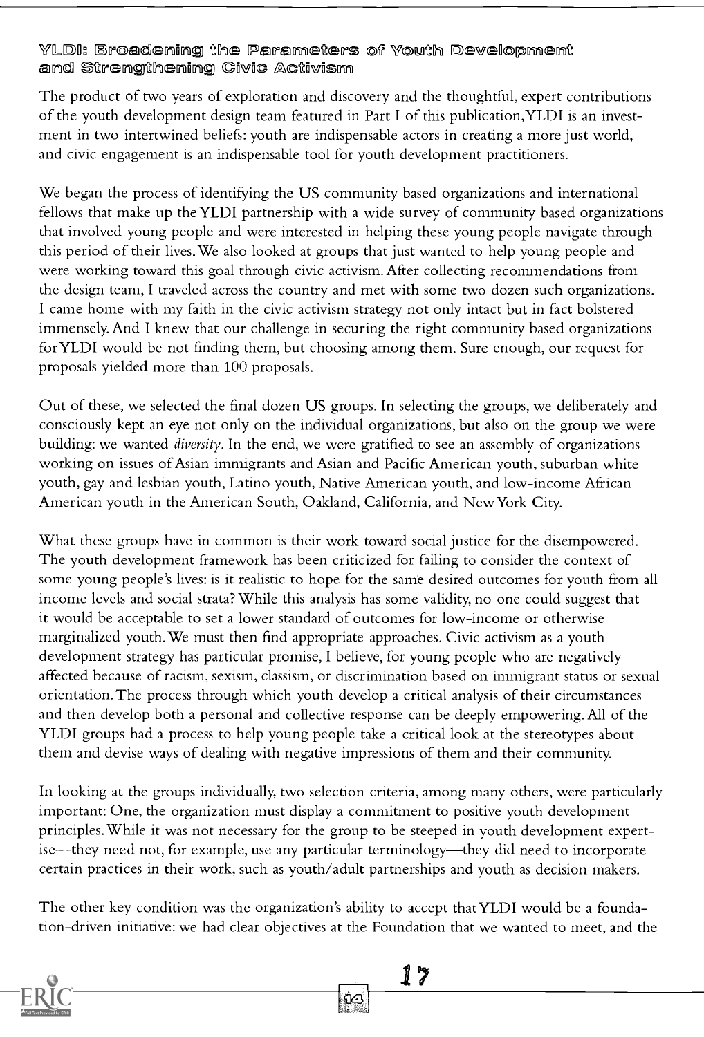### YLDI: Broadening the Parameters of Youth Development and Strengthening Civic Activism

The product of two years of exploration and discovery and the thoughtful, expert contributions of the youth development design team featured in Part I of this publication, YLDI is an investment in two intertwined beliefs: youth are indispensable actors in creating a more just world, and civic engagement is an indispensable tool for youth development practitioners.

We began the process of identifying the US community based organizations and international fellows that make up the YLDI partnership with a wide survey of community based organizations that involved young people and were interested in helping these young people navigate through this period of their lives. We also looked at groups that just wanted to help young people and were working toward this goal through civic activism. After collecting recommendations from the design team, I traveled across the country and met with some two dozen such organizations. I came home with my faith in the civic activism strategy not only intact but in fact bolstered immensely. And I knew that our challenge in securing the right community based organizations for YLDI would be not finding them, but choosing among them. Sure enough, our request for proposals yielded more than 100 proposals.

Out of these, we selected the final dozen US groups. In selecting the groups, we deliberately and consciously kept an eye not only on the individual organizations, but also on the group we were building: we wanted *diversity*. In the end, we were gratified to see an assembly of organizations working on issues of Asian immigrants and Asian and Pacific American youth, suburban white youth, gay and lesbian youth, Latino youth, Native American youth, and low-income African American youth in the American South, Oakland, California, and New York City.

What these groups have in common is their work toward social justice for the disempowered. The youth development framework has been criticized for failing to consider the context of some young people's lives: is it realistic to hope for the same desired outcomes for youth from all income levels and social strata? While this analysis has some validity, no one could suggest that it would be acceptable to set a lower standard of outcomes for low-income or otherwise marginalized youth. We must then find appropriate approaches. Civic activism as a youth development strategy has particular promise, I believe, for young people who are negatively affected because of racism, sexism, classism, or discrimination based on immigrant status or sexual orientation. The process through which youth develop a critical analysis of their circumstances and then develop both a personal and collective response can be deeply empowering. All of the YLDI groups had a process to help young people take a critical look at the stereotypes about them and devise ways of dealing with negative impressions of them and their community.

In looking at the groups individually, two selection criteria, among many others, were particularly important: One, the organization must display a commitment to positive youth development principles. While it was not necessary for the group to be steeped in youth development expertise—they need not, for example, use any particular terminology—they did need to incorporate certain practices in their work, such as youth/adult partnerships and youth as decision makers.

The other key condition was the organization's ability to accept that YLDI would be a foundation-driven initiative: we had clear objectives at the Foundation that we wanted to meet, and the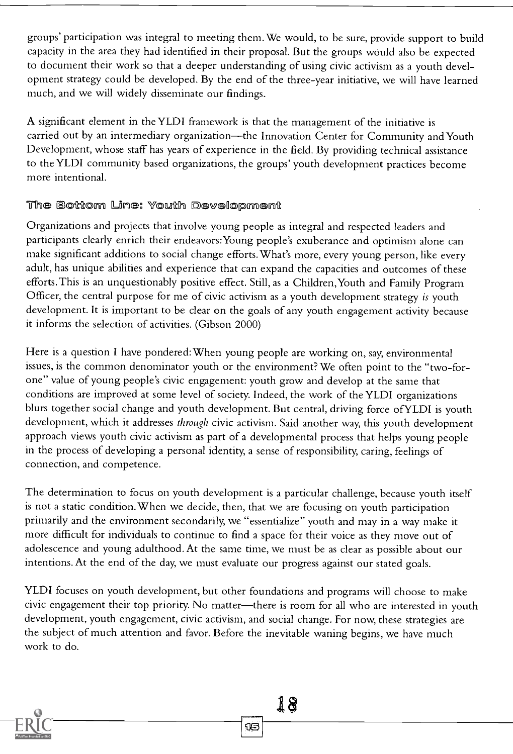groups' participation was integral to meeting them. We would, to be sure, provide support to build capacity in the area they had identified in their proposal. But the groups would also be expected to document their work so that a deeper understanding of using civic activism as a youth development strategy could be developed. By the end of the three-year initiative, we will have learned much, and we will widely disseminate our findings.

A significant element in the YLDI framework is that the management of the initiative is carried out by an intermediary organization—the Innovation Center for Community and Youth Development, whose staff has years of experience in the field. By providing technical assistance to the YLDI community based organizations, the groups' youth development practices become more intentional.

## The Bottom Line: Youth Development

Organizations and projects that involve young people as integral and respected leaders and participants clearly enrich their endeavors: Young people's exuberance and optimism alone can make significant additions to social change efforts. What's more, every young person, like every adult, has unique abilities and experience that can expand the capacities and outcomes of these efforts. This is an unquestionably positive effect. Still, as a Children, Youth and Family Program Officer, the central purpose for me of civic activism as a youth development strategy *is* youth development. It is important to be clear on the goals of any youth engagement activity because it informs the selection of activities. (Gibson 2000)

Here is a question I have pondered: When young people are working on, say, environmental issues, is the common denominator youth or the environment? We often point to the "two-for-one" value of young people's civic engagement: youth grow and develop at the same that conditions are improved at some level of society. Indeed, the work of the YLDI organizations blurs together social change and youth development. But central, driving force of YLDI is youth development, which it addresses *through* civic activism. Said another way, this youth development approach views youth civic activism as part of a developmental process that helps young people in the process of developing a personal identity, a sense of responsibility, caring, feelings of connection, and competence.

The determination to focus on youth development is a particular challenge, because youth itself is not a static condition. When we decide, then, that we are focusing on youth participation primarily and the environment secondarily, we "essentialize" youth and may in a way make it more difficult for individuals to continue to find a space for their voice as they move out of adolescence and young adulthood. At the same time, we must be as clear as possible about our intentions. At the end of the day, we must evaluate our progress against our stated goals.

YLDI focuses on youth development, but other foundations and programs will choose to make civic engagement their top priority. No matter—there is room for all who are interested in youth development, youth engagement, civic activism, and social change. For now, these strategies are the subject of much attention and favor. Before the inevitable waning begins, we have much work to do.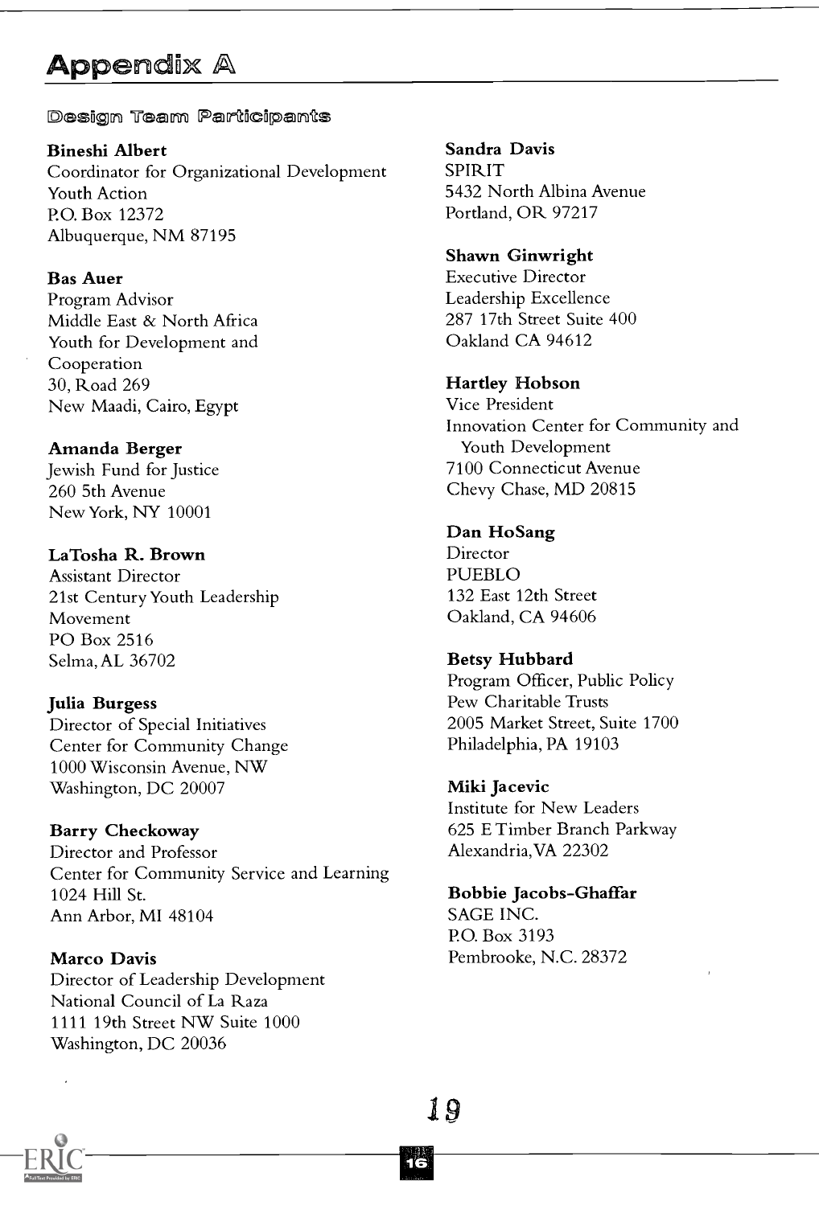# Appendix A

## Design Team Participants

**Bineshi Albert**
Coordinator for Organizational Development
Youth Action
P.O. Box 12372
Albuquerque, NM 87195

**Bas Auer**
Program Advisor
Middle East & North Africa
Youth for Development and
Cooperation
30, Road 269
New Maadi, Cairo, Egypt

**Amanda Berger**
Jewish Fund for Justice
260 5th Avenue
New York, NY 10001

**LaTosha R. Brown**
Assistant Director
21st Century Youth Leadership
Movement
PO Box 2516
Selma, AL 36702

**Julia Burgess**
Director of Special Initiatives
Center for Community Change
1000 Wisconsin Avenue, NW
Washington, DC 20007

**Barry Checkoway**
Director and Professor
Center for Community Service and Learning
1024 Hill St.
Ann Arbor, MI 48104

**Marco Davis**
Director of Leadership Development
National Council of La Raza
1111 19th Street NW Suite 1000
Washington, DC 20036

**Sandra Davis**
SPIRIT
5432 North Albina Avenue
Portland, OR 97217

**Shawn Ginwright**
Executive Director
Leadership Excellence
287 17th Street Suite 400
Oakland CA 94612

**Hartley Hobson**
Vice President
Innovation Center for Community and Youth Development
7100 Connecticut Avenue
Chevy Chase, MD 20815

**Dan HoSang**
Director
PUEBLO
132 East 12th Street
Oakland, CA 94606

**Betsy Hubbard**
Program Officer, Public Policy
Pew Charitable Trusts
2005 Market Street, Suite 1700
Philadelphia, PA 19103

**Miki Jacevic**
Institute for New Leaders
625 E Timber Branch Parkway
Alexandria, VA 22302

**Bobbie Jacobs-Ghaffar**
SAGE INC.
P.O. Box 3193
Pembrooke, N.C. 28372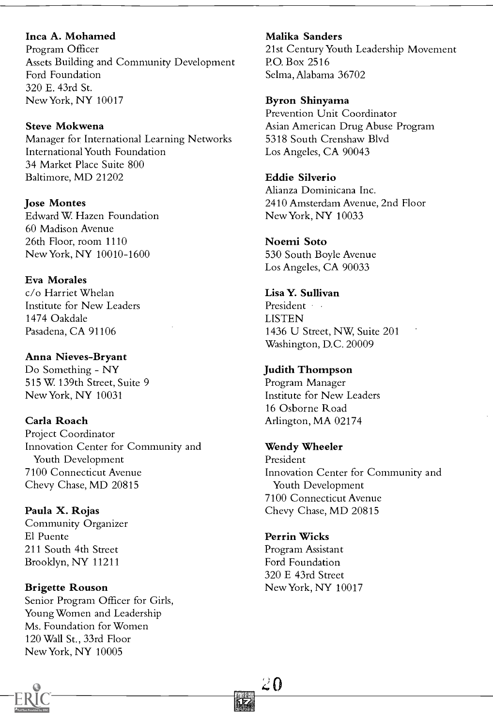**Inca A. Mohamed**
Program Officer
Assets Building and Community Development
Ford Foundation
320 E. 43rd St.
New York, NY 10017

**Steve Mokwena**
Manager for International Learning Networks
International Youth Foundation
34 Market Place Suite 800
Baltimore, MD 21202

**Jose Montes**
Edward W. Hazen Foundation
60 Madison Avenue
26th Floor, room 1110
New York, NY 10010-1600

**Eva Morales**
c/o Harriet Whelan
Institute for New Leaders
1474 Oakdale
Pasadena, CA 91106

**Anna Nieves-Bryant**
Do Something - NY
515 W. 139th Street, Suite 9
New York, NY 10031

**Carla Roach**
Project Coordinator
Innovation Center for Community and Youth Development
7100 Connecticut Avenue
Chevy Chase, MD 20815

**Paula X. Rojas**
Community Organizer
El Puente
211 South 4th Street
Brooklyn, NY 11211

**Brigette Rouson**
Senior Program Officer for Girls, Young Women and Leadership
Ms. Foundation for Women
120 Wall St., 33rd Floor
New York, NY 10005

**Malika Sanders**
21st Century Youth Leadership Movement
P.O. Box 2516
Selma, Alabama 36702

**Byron Shinyama**
Prevention Unit Coordinator
Asian American Drug Abuse Program
5318 South Crenshaw Blvd
Los Angeles, CA 90043

**Eddie Silverio**
Alianza Dominicana Inc.
2410 Amsterdam Avenue, 2nd Floor
New York, NY 10033

**Noemi Soto**
530 South Boyle Avenue
Los Angeles, CA 90033

**Lisa Y. Sullivan**
President
LISTEN
1436 U Street, NW, Suite 201
Washington, D.C. 20009

**Judith Thompson**
Program Manager
Institute for New Leaders
16 Osborne Road
Arlington, MA 02174

**Wendy Wheeler**
President
Innovation Center for Community and Youth Development
7100 Connecticut Avenue
Chevy Chase, MD 20815

**Perrin Wicks**
Program Assistant
Ford Foundation
320 E 43rd Street
New York, NY 10017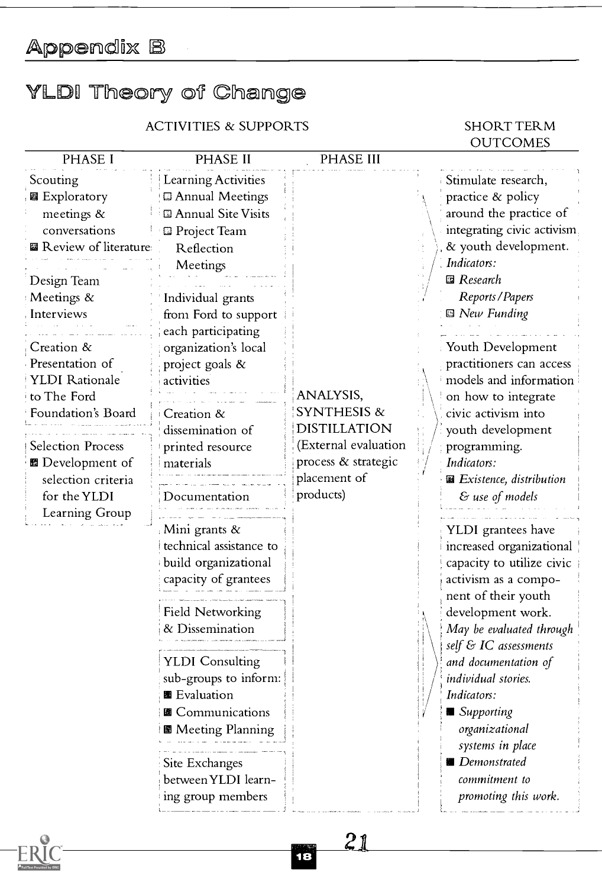## Appendix B

# YLDI Theory of Change

| ACTIVITIES & SUPPORTS | | | SHORT TERM OUTCOMES |
|---|---|---|---|
| **PHASE I** | **PHASE II** | **PHASE III** | |
| Scouting<br>■ Exploratory meetings & conversations<br>■ Review of literature | Learning Activities<br>■ Annual Meetings<br>■ Annual Site Visits<br>■ Project Team Reflection Meetings | ANALYSIS, SYNTHESIS & DISTILLATION (External evaluation process & strategic placement of products) | Stimulate research, practice & policy around the practice of integrating civic activism & youth development.<br>*Indicators:*<br>■ *Research Reports/Papers*<br>■ *New Funding* |
| Design Team Meetings & Interviews | Individual grants from Ford to support each participating organization's local project goals & activities | | |
| Creation & Presentation of YLDI Rationale to The Ford Foundation's Board | Creation & dissemination of printed resource materials | | Youth Development practitioners can access models and information on how to integrate civic activism into youth development programming.<br>*Indicators:*<br>■ *Existence, distribution & use of models* |
| Selection Process<br>■ Development of selection criteria for the YLDI Learning Group | Documentation | | |
| | Mini grants & technical assistance to build organizational capacity of grantees | | YLDI grantees have increased organizational capacity to utilize civic activism as a component of their youth development work.<br>*May be evaluated through self & IC assessments and documentation of individual stories.*<br>*Indicators:*<br>■ *Supporting organizational systems in place*<br>■ *Demonstrated commitment to promoting this work.* |
| | Field Networking & Dissemination | | |
| | YLDI Consulting sub-groups to inform:<br>■ Evaluation<br>■ Communications<br>■ Meeting Planning | | |
| | Site Exchanges between YLDI learning group members | | |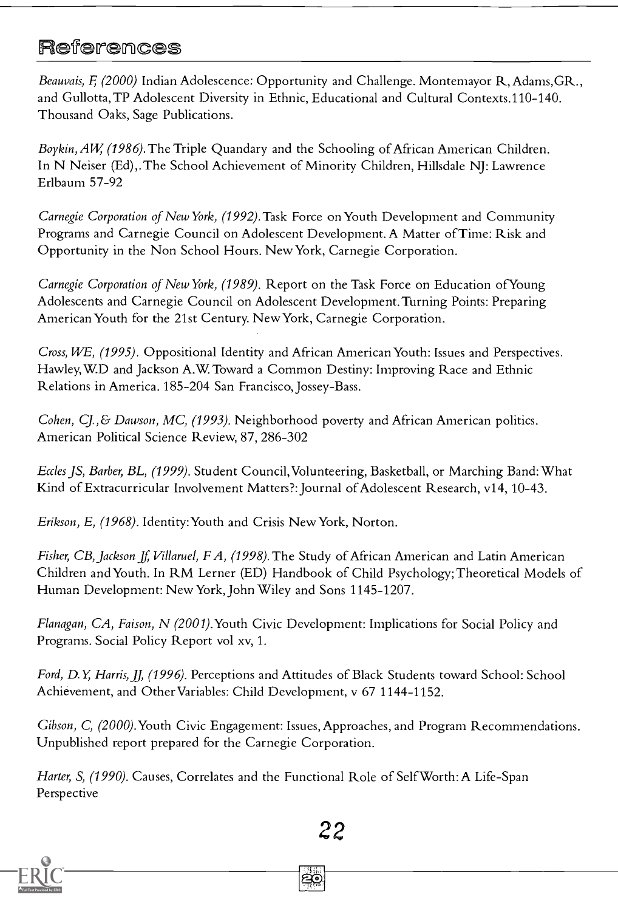## References

*Beauvais, F, (2000)* Indian Adolescence: Opportunity and Challenge. Montemayor R, Adams,GR., and Gullotta,TP Adolescent Diversity in Ethnic, Educational and Cultural Contexts.110-140. Thousand Oaks, Sage Publications.

*Boykin, AW, (1986).* The Triple Quandary and the Schooling of African American Children. In N Neiser (Ed),.The School Achievement of Minority Children, Hillsdale NJ: Lawrence Erlbaum 57-92

*Carnegie Corporation of New York, (1992).* Task Force on Youth Development and Community Programs and Carnegie Council on Adolescent Development. A Matter of Time: Risk and Opportunity in the Non School Hours. New York, Carnegie Corporation.

*Carnegie Corporation of New York, (1989).* Report on the Task Force on Education of Young Adolescents and Carnegie Council on Adolescent Development. Turning Points: Preparing American Youth for the 21st Century. New York, Carnegie Corporation.

*Cross, WE, (1995).* Oppositional Identity and African American Youth: Issues and Perspectives. Hawley, W.D and Jackson A.W. Toward a Common Destiny: Improving Race and Ethnic Relations in America. 185-204 San Francisco, Jossey-Bass.

*Cohen, CJ., & Dawson, MC, (1993).* Neighborhood poverty and African American politics. American Political Science Review, 87, 286-302

*Eccles JS, Barber, BL, (1999).* Student Council, Volunteering, Basketball, or Marching Band: What Kind of Extracurricular Involvement Matters?: Journal of Adolescent Research, v14, 10-43.

*Erikson, E, (1968).* Identity: Youth and Crisis New York, Norton.

*Fisher, CB, Jackson Jf, Villaruel, F A, (1998).* The Study of African American and Latin American Children and Youth. In RM Lerner (ED) Handbook of Child Psychology; Theoretical Models of Human Development: New York, John Wiley and Sons 1145-1207.

*Flanagan, CA, Faison, N (2001).* Youth Civic Development: Implications for Social Policy and Programs. Social Policy Report vol xv, 1.

*Ford, D.Y, Harris, JJ, (1996).* Perceptions and Attitudes of Black Students toward School: School Achievement, and Other Variables: Child Development, v 67 1144-1152.

*Gibson, C, (2000).* Youth Civic Engagement: Issues, Approaches, and Program Recommendations. Unpublished report prepared for the Carnegie Corporation.

*Harter, S, (1990).* Causes, Correlates and the Functional Role of Self Worth: A Life-Span Perspective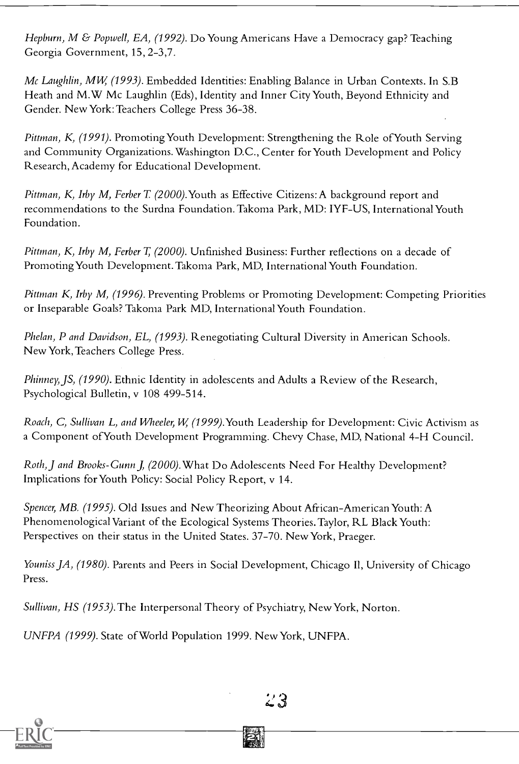*Hepburn, M & Popwell, EA, (1992).* Do Young Americans Have a Democracy gap? Teaching Georgia Government, 15, 2-3,7.

*Mc Laughlin, MW, (1993).* Embedded Identities: Enabling Balance in Urban Contexts. In S.B Heath and M.W Mc Laughlin (Eds), Identity and Inner City Youth, Beyond Ethnicity and Gender. New York: Teachers College Press 36-38.

*Pittman, K, (1991).* Promoting Youth Development: Strengthening the Role of Youth Serving and Community Organizations. Washington D.C., Center for Youth Development and Policy Research, Academy for Educational Development.

*Pittman, K, Irby M, Ferber T. (2000).* Youth as Effective Citizens: A background report and recommendations to the Surdna Foundation. Takoma Park, MD: IYF-US, International Youth Foundation.

*Pittman, K, Irby M, Ferber T, (2000).* Unfinished Business: Further reflections on a decade of Promoting Youth Development. Takoma Park, MD, International Youth Foundation.

*Pittman K, Irby M, (1996).* Preventing Problems or Promoting Development: Competing Priorities or Inseparable Goals? Takoma Park MD, International Youth Foundation.

*Phelan, P and Davidson, EL, (1993).* Renegotiating Cultural Diversity in American Schools. New York, Teachers College Press.

*Phinney, JS, (1990).* Ethnic Identity in adolescents and Adults a Review of the Research, Psychological Bulletin, v 108 499-514.

*Roach, C, Sullivan L, and Wheeler, W, (1999).* Youth Leadership for Development: Civic Activism as a Component of Youth Development Programming. Chevy Chase, MD, National 4-H Council.

*Roth, J and Brooks-Gunn J, (2000).* What Do Adolescents Need For Healthy Development? Implications for Youth Policy: Social Policy Report, v 14.

*Spencer, MB. (1995).* Old Issues and New Theorizing About African-American Youth: A Phenomenological Variant of the Ecological Systems Theories. Taylor, RL Black Youth: Perspectives on their status in the United States. 37-70. New York, Praeger.

*Youniss JA, (1980).* Parents and Peers in Social Development, Chicago Il, University of Chicago Press.

*Sullivan, HS (1953).* The Interpersonal Theory of Psychiatry, New York, Norton.

*UNFPA (1999).* State of World Population 1999. New York, UNFPA.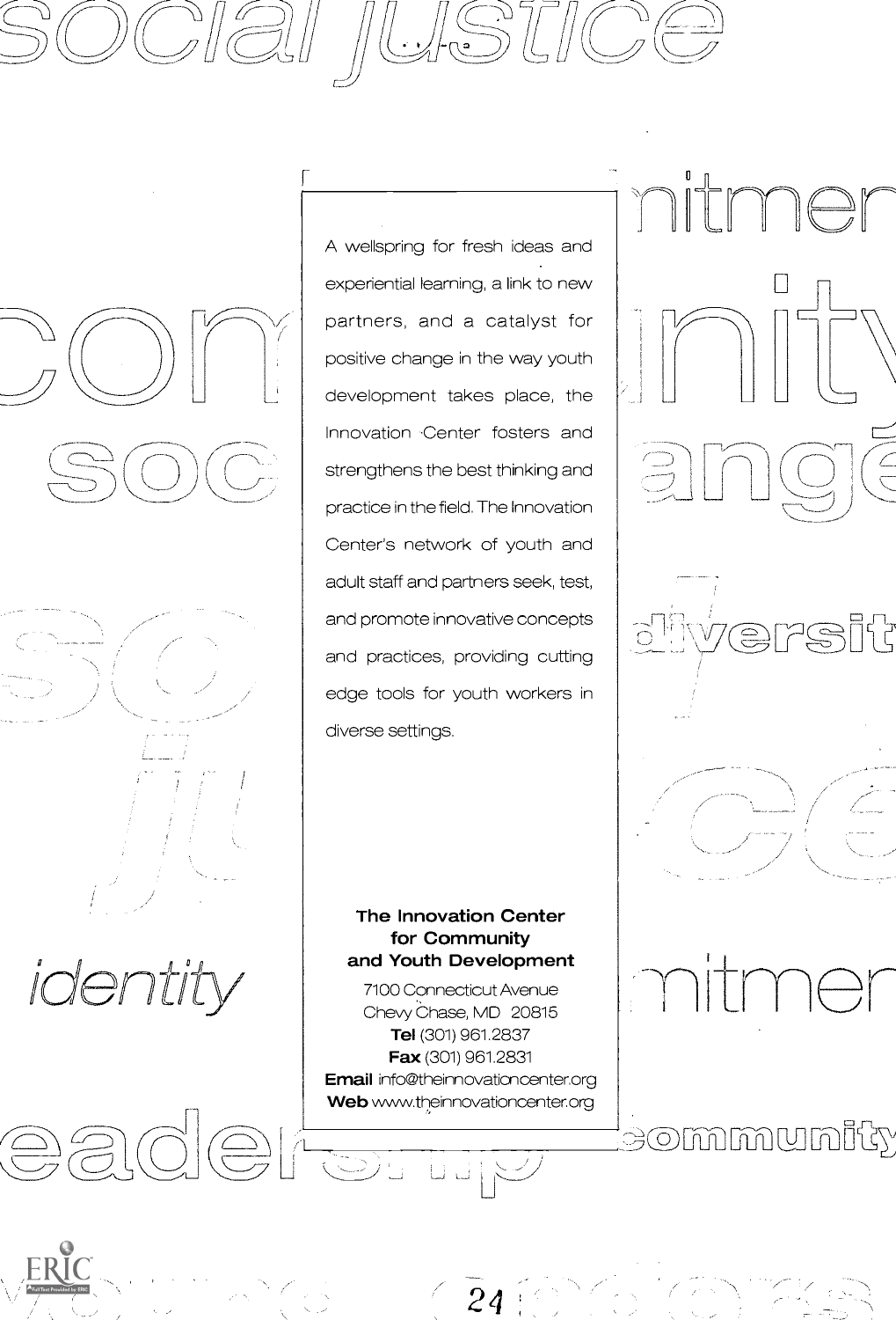A wellspring for fresh ideas and experiential learning, a link to new partners, and a catalyst for positive change in the way youth development takes place, the Innovation Center fosters and strengthens the best thinking and practice in the field. The Innovation Center's network of youth and adult staff and partners seek, test, and promote innovative concepts and practices, providing cutting edge tools for youth workers in diverse settings.

**The Innovation Center for Community and Youth Development**

7100 Connecticut Avenue
Chevy Chase, MD 20815
**Tel** (301) 961.2837
**Fax** (301) 961.2831
**Email** info@theinnovationcenter.org
**Web** www.theinnovationcenter.org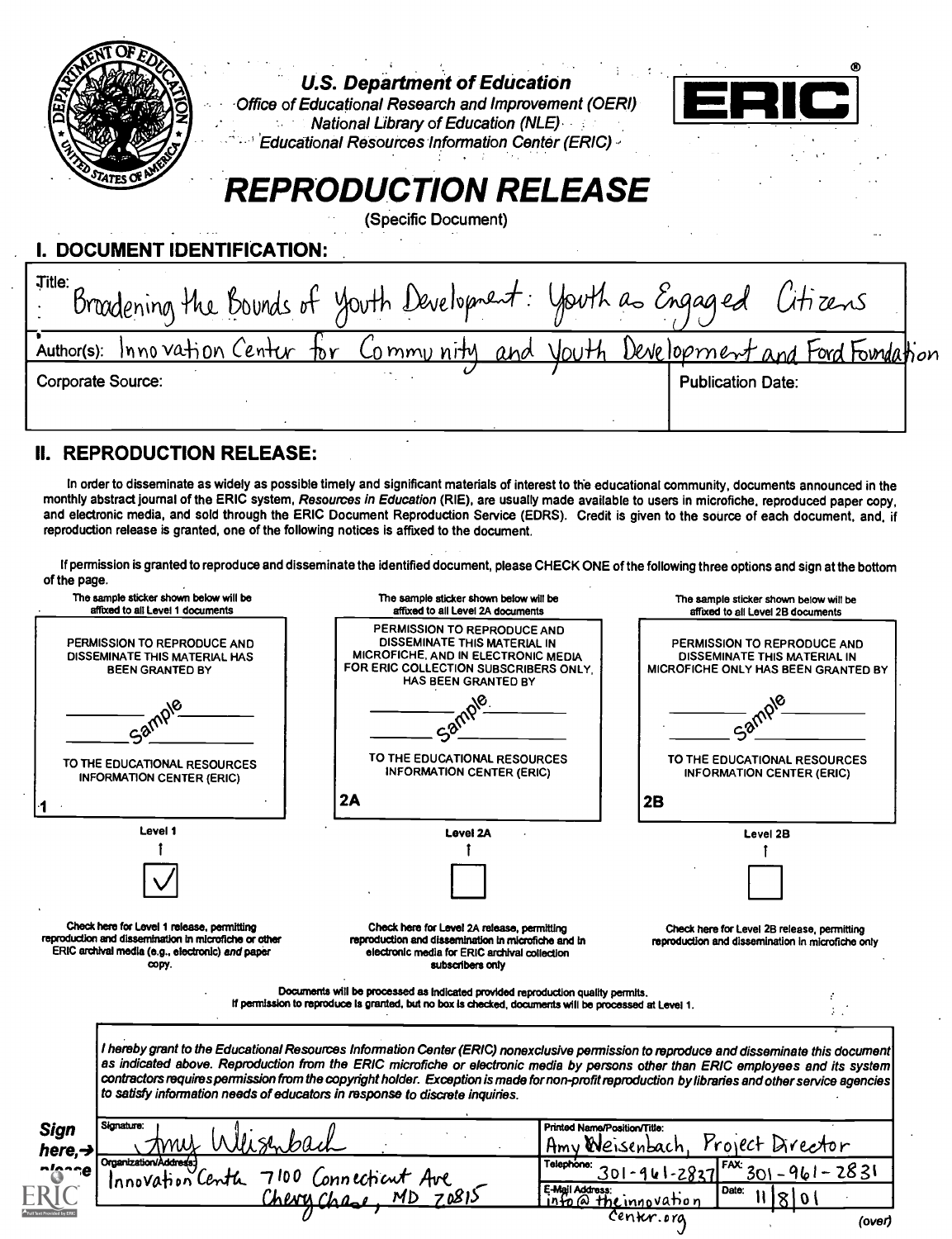U.S. Department of Education
Office of Educational Research and Improvement (OERI)
National Library of Education (NLE)
Educational Resources Information Center (ERIC)

ERIC®

# REPRODUCTION RELEASE

(Specific Document)

## I. DOCUMENT IDENTIFICATION:

Title: Broadening the Bounds of Youth Development: Youth as Engaged Citizens

Author(s): Innovation Center for Community and Youth Development and Ford Foundation

Corporate Source:

Publication Date:

## II. REPRODUCTION RELEASE:

In order to disseminate as widely as possible timely and significant materials of interest to the educational community, documents announced in the monthly abstract journal of the ERIC system, *Resources in Education* (RIE), are usually made available to users in microfiche, reproduced paper copy, and electronic media, and sold through the ERIC Document Reproduction Service (EDRS). Credit is given to the source of each document, and, if reproduction release is granted, one of the following notices is affixed to the document.

If permission is granted to reproduce and disseminate the identified document, please CHECK ONE of the following three options and sign at the bottom of the page.

| The sample sticker shown below will be affixed to all Level 1 documents | The sample sticker shown below will be affixed to all Level 2A documents | The sample sticker shown below will be affixed to all Level 2B documents |
| --- | --- | --- |
| PERMISSION TO REPRODUCE AND DISSEMINATE THIS MATERIAL HAS BEEN GRANTED BY — sample — TO THE EDUCATIONAL RESOURCES INFORMATION CENTER (ERIC) | PERMISSION TO REPRODUCE AND DISSEMINATE THIS MATERIAL IN MICROFICHE, AND IN ELECTRONIC MEDIA FOR ERIC COLLECTION SUBSCRIBERS ONLY, HAS BEEN GRANTED BY — sample — TO THE EDUCATIONAL RESOURCES INFORMATION CENTER (ERIC) | PERMISSION TO REPRODUCE AND DISSEMINATE THIS MATERIAL IN MICROFICHE ONLY HAS BEEN GRANTED BY — sample — TO THE EDUCATIONAL RESOURCES INFORMATION CENTER (ERIC) |
| 1 | 2A | 2B |
| Level 1 | Level 2A | Level 2B |
| ☑ | ☐ | ☐ |
| Check here for Level 1 release, permitting reproduction and dissemination in microfiche or other ERIC archival media (e.g., electronic) *and* paper copy. | Check here for Level 2A release, permitting reproduction and dissemination in microfiche and in electronic media for ERIC archival collection subscribers only | Check here for Level 2B release, permitting reproduction and dissemination in microfiche only |

Documents will be processed as indicated provided reproduction quality permits.
If permission to reproduce is granted, but no box is checked, documents will be processed at Level 1.

*I hereby grant to the Educational Resources Information Center (ERIC) nonexclusive permission to reproduce and disseminate this document as indicated above. Reproduction from the ERIC microfiche or electronic media by persons other than ERIC employees and its system contractors requires permission from the copyright holder. Exception is made for non-profit reproduction by libraries and other service agencies to satisfy information needs of educators in response to discrete inquiries.*

**Sign here, → please**

| Signature: Amy Weisenbach | Printed Name/Position/Title: Amy Weisenbach, Project Director | |
| --- | --- | --- |
| Organization/Address: Innovation Center 7100 Connecticut Ave Chevy Chase, MD 20815 | Telephone: 301-961-2837 | FAX: 301-961-2831 |
| | E-Mail Address: info@theinnovationcenter.org | Date: 11/8/01 |

(over)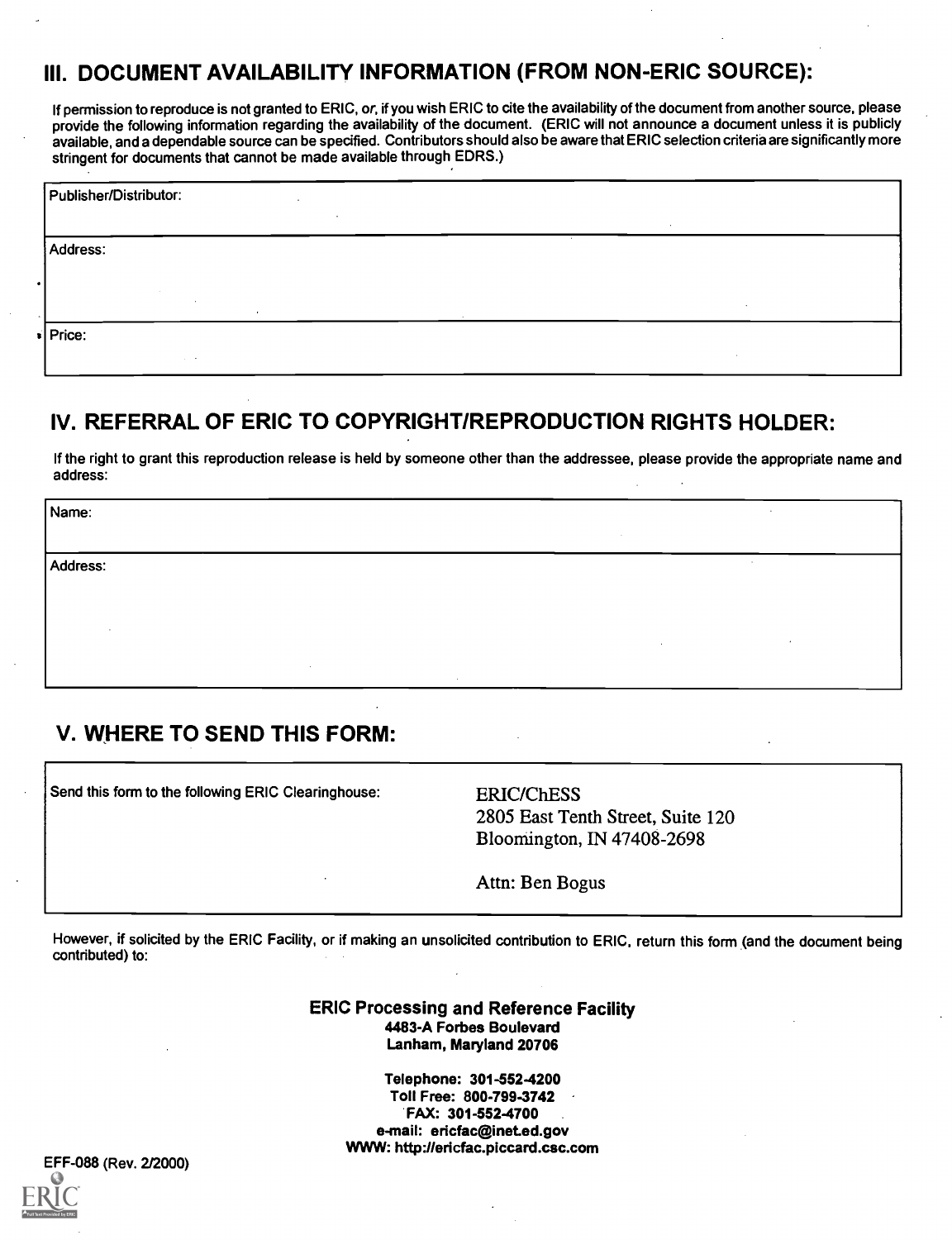## III. DOCUMENT AVAILABILITY INFORMATION (FROM NON-ERIC SOURCE):

If permission to reproduce is not granted to ERIC, or, if you wish ERIC to cite the availability of the document from another source, please provide the following information regarding the availability of the document. (ERIC will not announce a document unless it is publicly available, and a dependable source can be specified. Contributors should also be aware that ERIC selection criteria are significantly more stringent for documents that cannot be made available through EDRS.)

| |
|---|
| Publisher/Distributor: |
| Address: |
| Price: |

## IV. REFERRAL OF ERIC TO COPYRIGHT/REPRODUCTION RIGHTS HOLDER:

If the right to grant this reproduction release is held by someone other than the addressee, please provide the appropriate name and address:

| |
|---|
| Name: |
| Address: |

## V. WHERE TO SEND THIS FORM:

| | |
|---|---|
| Send this form to the following ERIC Clearinghouse: | ERIC/ChESS<br>2805 East Tenth Street, Suite 120<br>Bloomington, IN 47408-2698<br><br>Attn: Ben Bogus |

However, if solicited by the ERIC Facility, or if making an unsolicited contribution to ERIC, return this form (and the document being contributed) to:

**ERIC Processing and Reference Facility**
**4483-A Forbes Boulevard**
**Lanham, Maryland 20706**

**Telephone: 301-552-4200**
**Toll Free: 800-799-3742**
**FAX: 301-552-4700**
**e-mail: ericfac@inet.ed.gov**
**WWW: http://ericfac.piccard.csc.com**

EFF-088 (Rev. 2/2000)